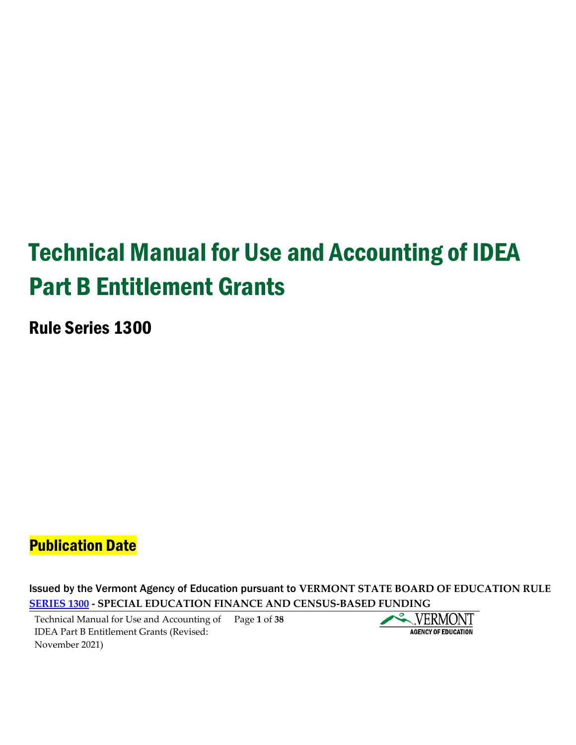# Technical Manual for Use and Accounting of IDEA Part B Entitlement Grants

## Rule Series 1300

Publication Date

Issued by the Vermont Agency of Education pursuant to **VERMONT STATE BOARD OF EDUCATION RULE [SERIES 1300](#) - SPECIAL EDUCATION FINANCE AND CENSUS-BASED FUNDING**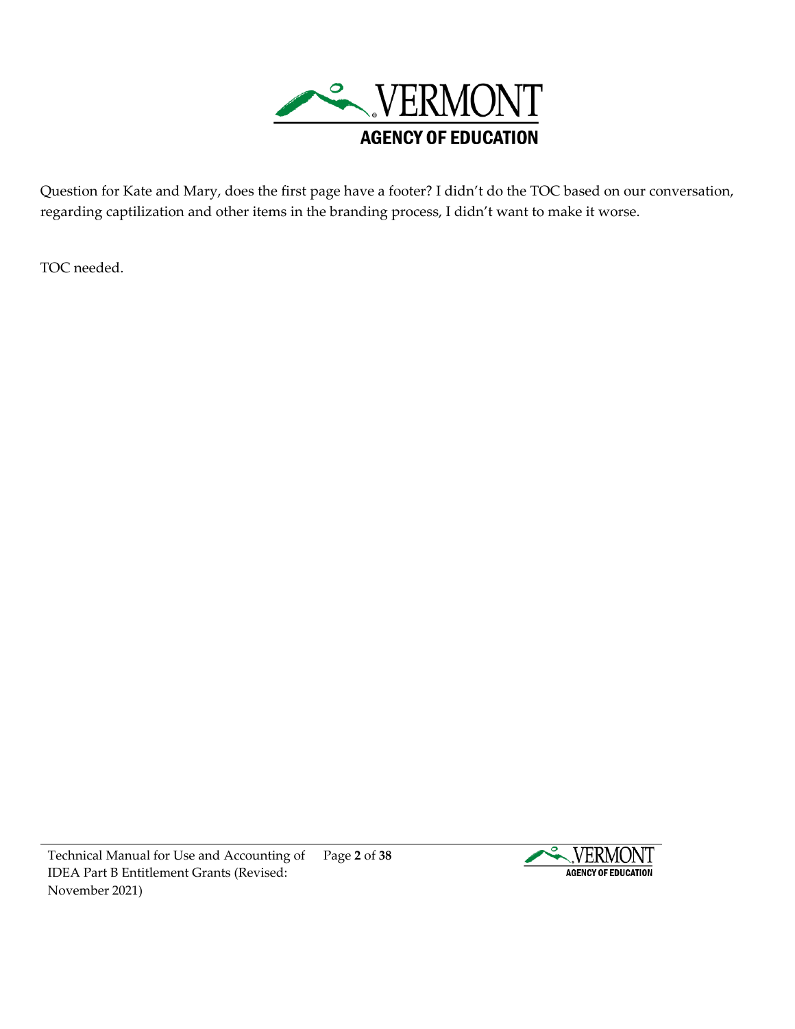Question for Kate and Mary, does the first page have a footer? I didn't do the TOC based on our conversation, regarding captilization and other items in the branding process, I didn't want to make it worse.

TOC needed.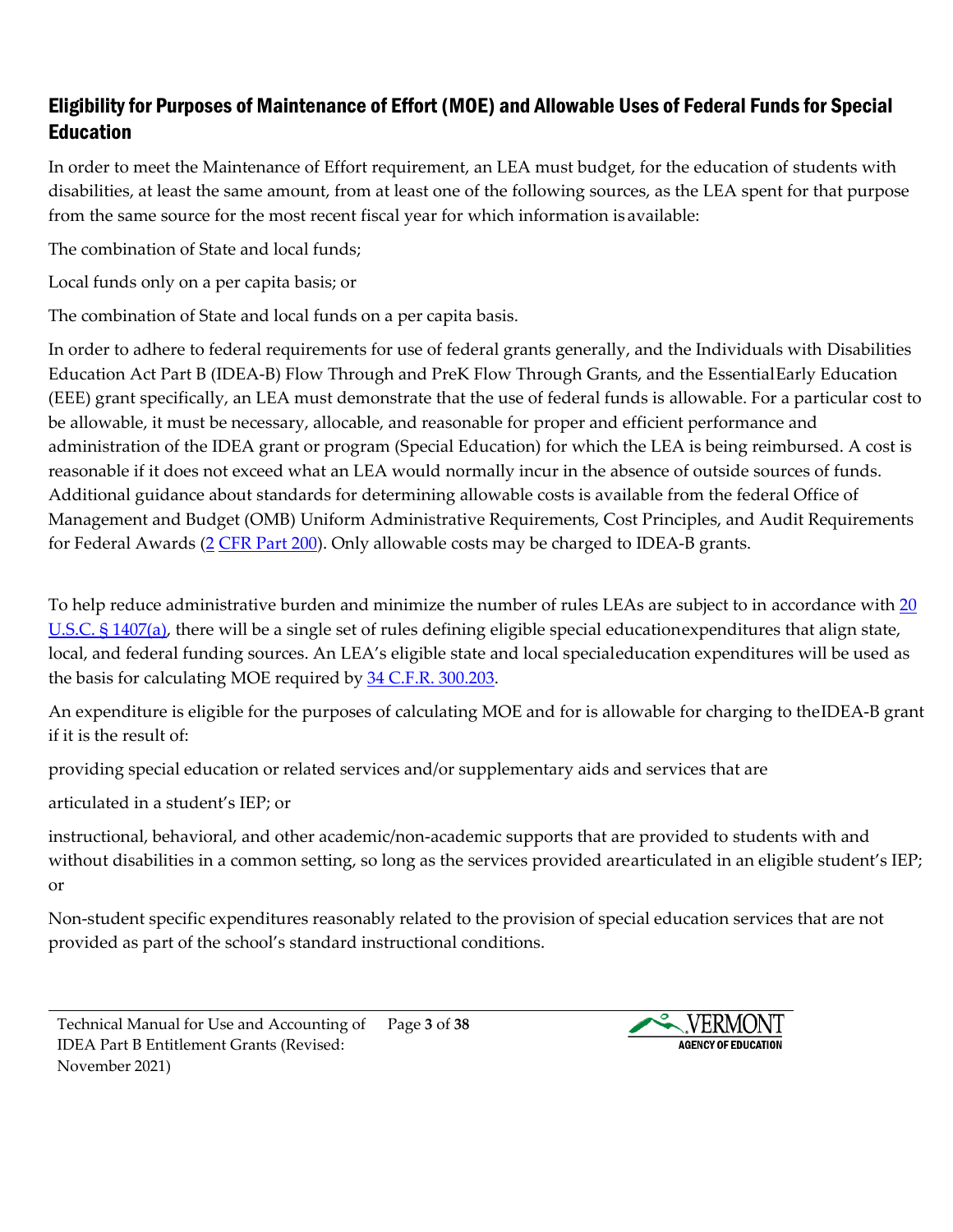## Eligibility for Purposes of Maintenance of Effort (MOE) and Allowable Uses of Federal Funds for Special Education

In order to meet the Maintenance of Effort requirement, an LEA must budget, for the education of students with disabilities, at least the same amount, from at least one of the following sources, as the LEA spent for that purpose from the same source for the most recent fiscal year for which information is available:

The combination of State and local funds;

Local funds only on a per capita basis; or

The combination of State and local funds on a per capita basis.

In order to adhere to federal requirements for use of federal grants generally, and the Individuals with Disabilities Education Act Part B (IDEA-B) Flow Through and PreK Flow Through Grants, and the Essential Early Education (EEE) grant specifically, an LEA must demonstrate that the use of federal funds is allowable. For a particular cost to be allowable, it must be necessary, allocable, and reasonable for proper and efficient performance and administration of the IDEA grant or program (Special Education) for which the LEA is being reimbursed. A cost is reasonable if it does not exceed what an LEA would normally incur in the absence of outside sources of funds. Additional guidance about standards for determining allowable costs is available from the federal Office of Management and Budget (OMB) Uniform Administrative Requirements, Cost Principles, and Audit Requirements for Federal Awards (2 CFR Part 200). Only allowable costs may be charged to IDEA-B grants.

To help reduce administrative burden and minimize the number of rules LEAs are subject to in accordance with 20 U.S.C. § 1407(a), there will be a single set of rules defining eligible special education expenditures that align state, local, and federal funding sources. An LEA's eligible state and local special education expenditures will be used as the basis for calculating MOE required by 34 C.F.R. 300.203.

An expenditure is eligible for the purposes of calculating MOE and for is allowable for charging to the IDEA-B grant if it is the result of:

providing special education or related services and/or supplementary aids and services that are

articulated in a student's IEP; or

instructional, behavioral, and other academic/non-academic supports that are provided to students with and without disabilities in a common setting, so long as the services provided are articulated in an eligible student's IEP; or

Non-student specific expenditures reasonably related to the provision of special education services that are not provided as part of the school's standard instructional conditions.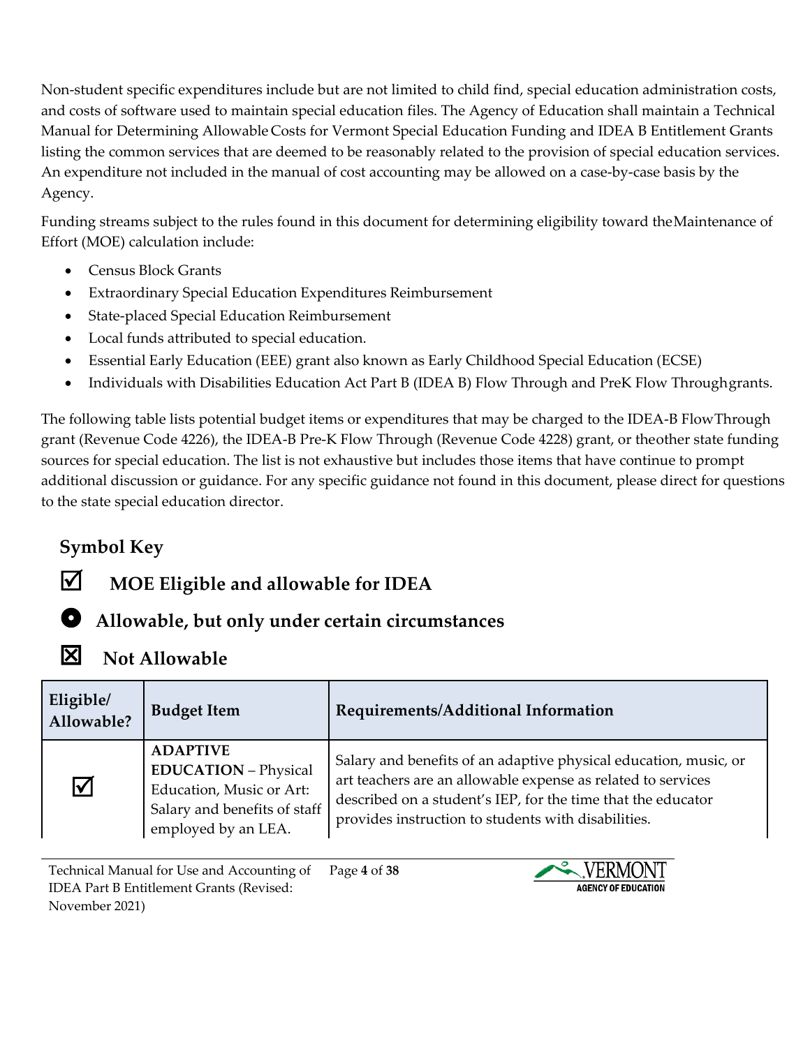Non-student specific expenditures include but are not limited to child find, special education administration costs, and costs of software used to maintain special education files. The Agency of Education shall maintain a Technical Manual for Determining Allowable Costs for Vermont Special Education Funding and IDEA B Entitlement Grants listing the common services that are deemed to be reasonably related to the provision of special education services. An expenditure not included in the manual of cost accounting may be allowed on a case-by-case basis by the Agency.

Funding streams subject to the rules found in this document for determining eligibility toward the Maintenance of Effort (MOE) calculation include:

- Census Block Grants
- Extraordinary Special Education Expenditures Reimbursement
- State-placed Special Education Reimbursement
- Local funds attributed to special education.
- Essential Early Education (EEE) grant also known as Early Childhood Special Education (ECSE)
- Individuals with Disabilities Education Act Part B (IDEA B) Flow Through and PreK Flow Through grants.

The following table lists potential budget items or expenditures that may be charged to the IDEA-B Flow Through grant (Revenue Code 4226), the IDEA-B Pre-K Flow Through (Revenue Code 4228) grant, or the other state funding sources for special education. The list is not exhaustive but includes those items that have continue to prompt additional discussion or guidance. For any specific guidance not found in this document, please direct for questions to the state special education director.

## Symbol Key

**☑ MOE Eligible and allowable for IDEA**

**● Allowable, but only under certain circumstances**

**☒ Not Allowable**

| Eligible/ Allowable? | Budget Item | Requirements/Additional Information |
|---|---|---|
| ☑ | **ADAPTIVE EDUCATION** – Physical Education, Music or Art: Salary and benefits of staff employed by an LEA. | Salary and benefits of an adaptive physical education, music, or art teachers are an allowable expense as related to services described on a student's IEP, for the time that the educator provides instruction to students with disabilities. |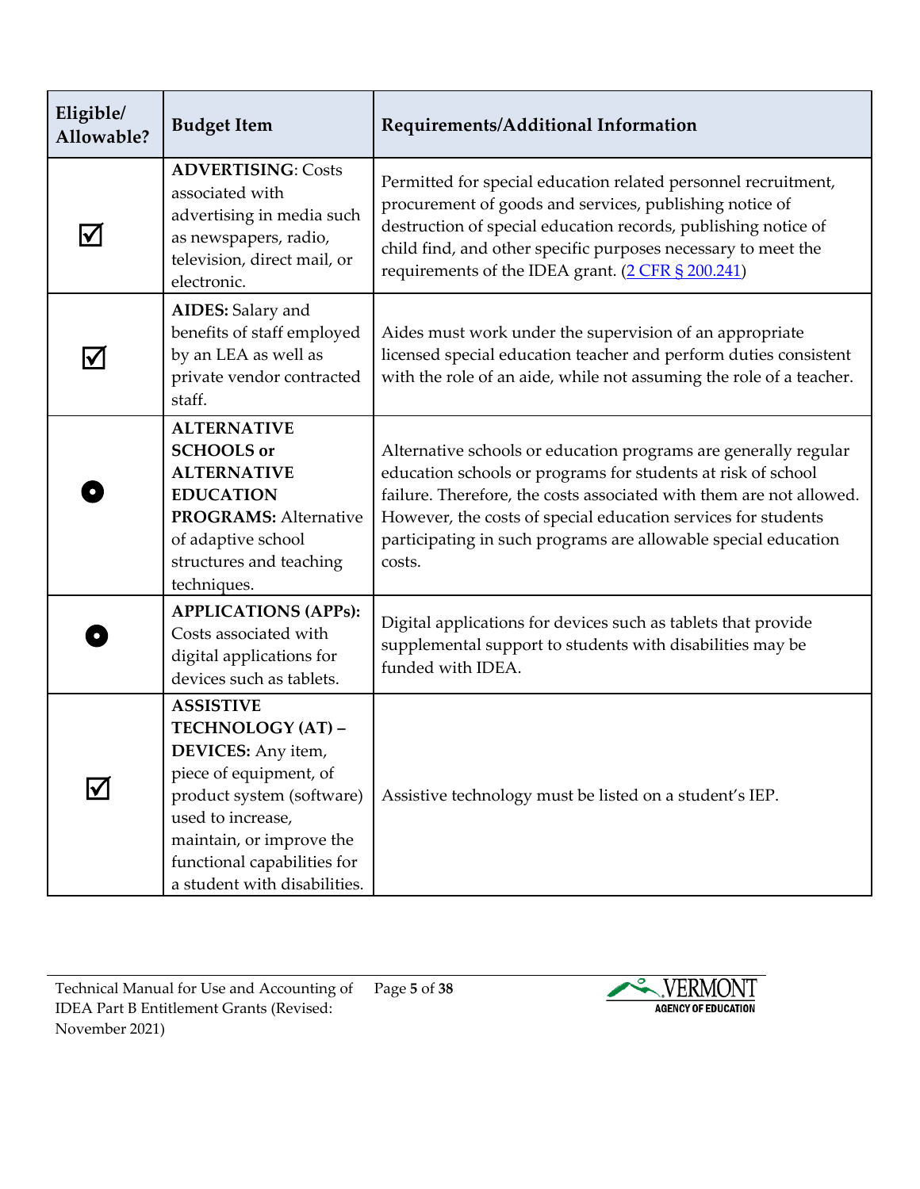| Eligible/ Allowable? | Budget Item | Requirements/Additional Information |
|---|---|---|
| ☑ | **ADVERTISING**: Costs associated with advertising in media such as newspapers, radio, television, direct mail, or electronic. | Permitted for special education related personnel recruitment, procurement of goods and services, publishing notice of destruction of special education records, publishing notice of child find, and other specific purposes necessary to meet the requirements of the IDEA grant. ([2 CFR § 200.241]) |
| ☑ | **AIDES:** Salary and benefits of staff employed by an LEA as well as private vendor contracted staff. | Aides must work under the supervision of an appropriate licensed special education teacher and perform duties consistent with the role of an aide, while not assuming the role of a teacher. |
| ⊙ | **ALTERNATIVE SCHOOLS or ALTERNATIVE EDUCATION PROGRAMS:** Alternative of adaptive school structures and teaching techniques. | Alternative schools or education programs are generally regular education schools or programs for students at risk of school failure. Therefore, the costs associated with them are not allowed. However, the costs of special education services for students participating in such programs are allowable special education costs. |
| ⊙ | **APPLICATIONS (APPs):** Costs associated with digital applications for devices such as tablets. | Digital applications for devices such as tablets that provide supplemental support to students with disabilities may be funded with IDEA. |
| ☑ | **ASSISTIVE TECHNOLOGY (AT) – DEVICES:** Any item, piece of equipment, of product system (software) used to increase, maintain, or improve the functional capabilities for a student with disabilities. | Assistive technology must be listed on a student's IEP. |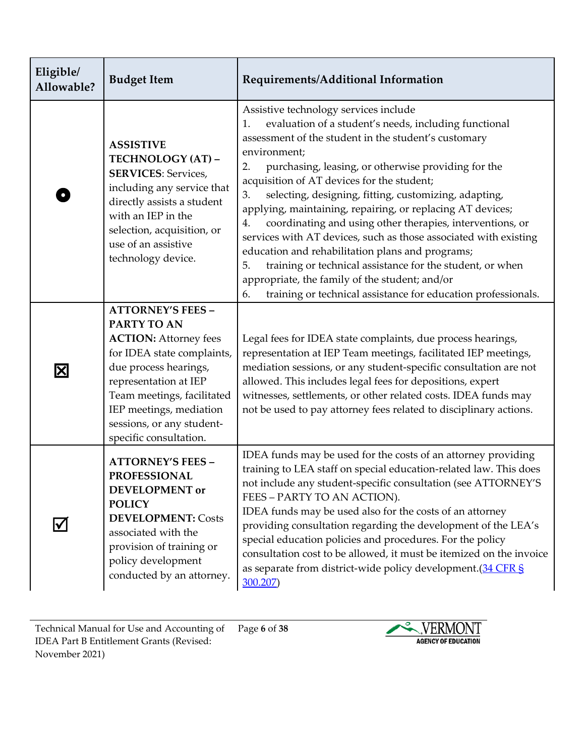| Eligible/ Allowable? | Budget Item | Requirements/Additional Information |
| --- | --- | --- |
| ⦿ | **ASSISTIVE TECHNOLOGY (AT) – SERVICES**: Services, including any service that directly assists a student with an IEP in the selection, acquisition, or use of an assistive technology device. | Assistive technology services include<br>1. evaluation of a student's needs, including functional assessment of the student in the student's customary environment;<br>2. purchasing, leasing, or otherwise providing for the acquisition of AT devices for the student;<br>3. selecting, designing, fitting, customizing, adapting, applying, maintaining, repairing, or replacing AT devices;<br>4. coordinating and using other therapies, interventions, or services with AT devices, such as those associated with existing education and rehabilitation plans and programs;<br>5. training or technical assistance for the student, or when appropriate, the family of the student; and/or<br>6. training or technical assistance for education professionals. |
| ☒ | **ATTORNEY'S FEES – PARTY TO AN ACTION:** Attorney fees for IDEA state complaints, due process hearings, representation at IEP Team meetings, facilitated IEP meetings, mediation sessions, or any student-specific consultation. | Legal fees for IDEA state complaints, due process hearings, representation at IEP Team meetings, facilitated IEP meetings, mediation sessions, or any student-specific consultation are not allowed. This includes legal fees for depositions, expert witnesses, settlements, or other related costs. IDEA funds may not be used to pay attorney fees related to disciplinary actions. |
| ☑ | **ATTORNEY'S FEES – PROFESSIONAL DEVELOPMENT or POLICY DEVELOPMENT:** Costs associated with the provision of training or policy development conducted by an attorney. | IDEA funds may be used for the costs of an attorney providing training to LEA staff on special education-related law. This does not include any student-specific consultation (see ATTORNEY'S FEES – PARTY TO AN ACTION).<br>IDEA funds may be used also for the costs of an attorney providing consultation regarding the development of the LEA's special education policies and procedures. For the policy consultation cost to be allowed, it must be itemized on the invoice as separate from district-wide policy development.(34 CFR § 300.207) |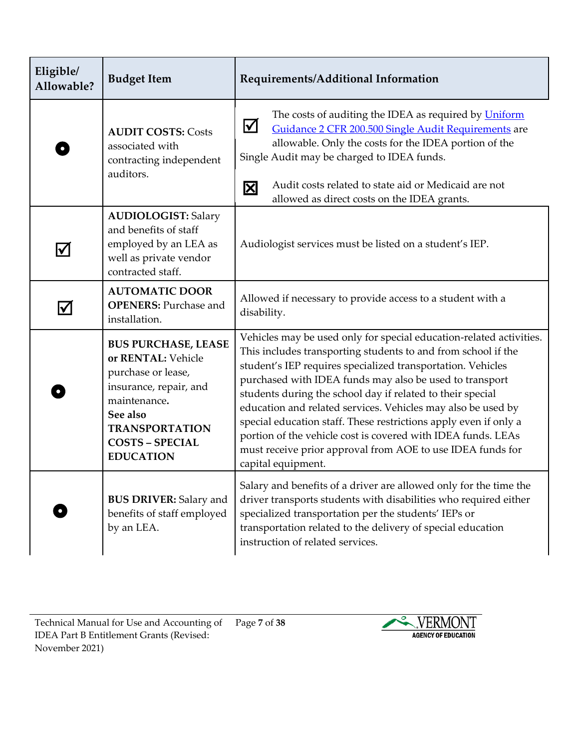| Eligible/ Allowable? | Budget Item | Requirements/Additional Information |
|---|---|---|
| ⊙ | **AUDIT COSTS:** Costs associated with contracting independent auditors. | ☑ The costs of auditing the IDEA as required by Uniform Guidance 2 CFR 200.500 Single Audit Requirements are allowable. Only the costs for the IDEA portion of the Single Audit may be charged to IDEA funds.<br><br>☒ Audit costs related to state aid or Medicaid are not allowed as direct costs on the IDEA grants. |
| ☑ | **AUDIOLOGIST:** Salary and benefits of staff employed by an LEA as well as private vendor contracted staff. | Audiologist services must be listed on a student's IEP. |
| ☑ | **AUTOMATIC DOOR OPENERS:** Purchase and installation. | Allowed if necessary to provide access to a student with a disability. |
| ⊙ | **BUS PURCHASE, LEASE or RENTAL:** Vehicle purchase or lease, insurance, repair, and maintenance. **See also TRANSPORTATION COSTS – SPECIAL EDUCATION** | Vehicles may be used only for special education-related activities. This includes transporting students to and from school if the student's IEP requires specialized transportation. Vehicles purchased with IDEA funds may also be used to transport students during the school day if related to their special education and related services. Vehicles may also be used by special education staff. These restrictions apply even if only a portion of the vehicle cost is covered with IDEA funds. LEAs must receive prior approval from AOE to use IDEA funds for capital equipment. |
| ⊙ | **BUS DRIVER:** Salary and benefits of staff employed by an LEA. | Salary and benefits of a driver are allowed only for the time the driver transports students with disabilities who required either specialized transportation per the students' IEPs or transportation related to the delivery of special education instruction of related services. |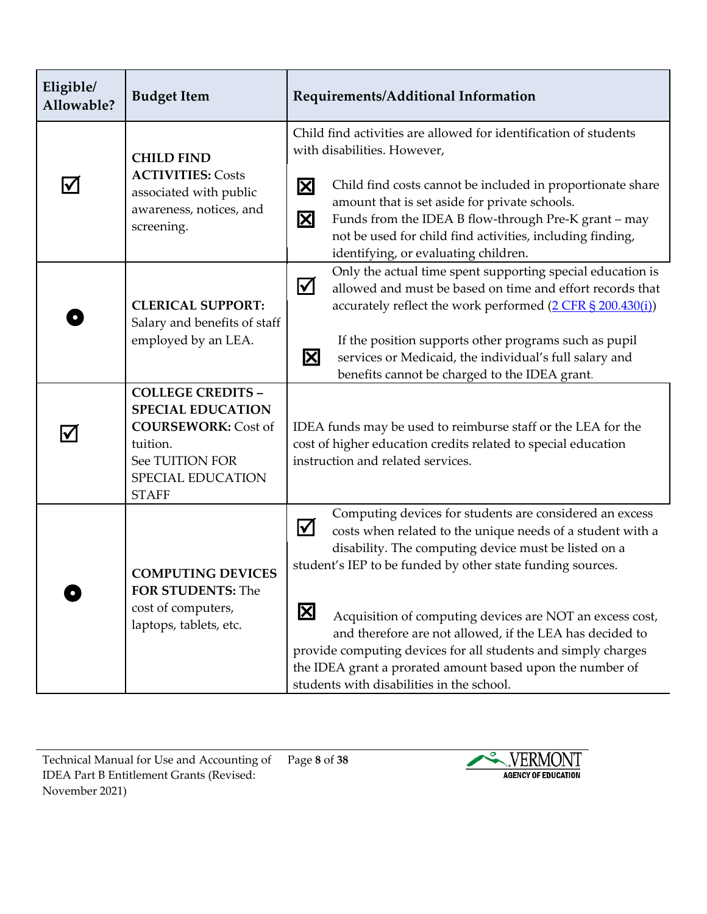| Eligible/ Allowable? | Budget Item | Requirements/Additional Information |
|---|---|---|
| ☑ | **CHILD FIND ACTIVITIES:** Costs associated with public awareness, notices, and screening. | Child find activities are allowed for identification of students with disabilities. However,<br>☒ Child find costs cannot be included in proportionate share amount that is set aside for private schools.<br>☒ Funds from the IDEA B flow-through Pre-K grant – may not be used for child find activities, including finding, identifying, or evaluating children. |
| ● | **CLERICAL SUPPORT:** Salary and benefits of staff employed by an LEA. | ☑ Only the actual time spent supporting special education is allowed and must be based on time and effort records that accurately reflect the work performed ([2 CFR § 200.430(i)](https://www.ecfr.gov/))<br>☒ If the position supports other programs such as pupil services or Medicaid, the individual's full salary and benefits cannot be charged to the IDEA grant. |
| ☑ | **COLLEGE CREDITS – SPECIAL EDUCATION COURSEWORK:** Cost of tuition.<br>See TUITION FOR SPECIAL EDUCATION STAFF | IDEA funds may be used to reimburse staff or the LEA for the cost of higher education credits related to special education instruction and related services. |
| ● | **COMPUTING DEVICES FOR STUDENTS:** The cost of computers, laptops, tablets, etc. | ☑ Computing devices for students are considered an excess costs when related to the unique needs of a student with a disability. The computing device must be listed on a student's IEP to be funded by other state funding sources.<br>☒ Acquisition of computing devices are NOT an excess cost, and therefore are not allowed, if the LEA has decided to provide computing devices for all students and simply charges the IDEA grant a prorated amount based upon the number of students with disabilities in the school. |

Technical Manual for Use and Accounting of IDEA Part B Entitlement Grants (Revised: November 2021)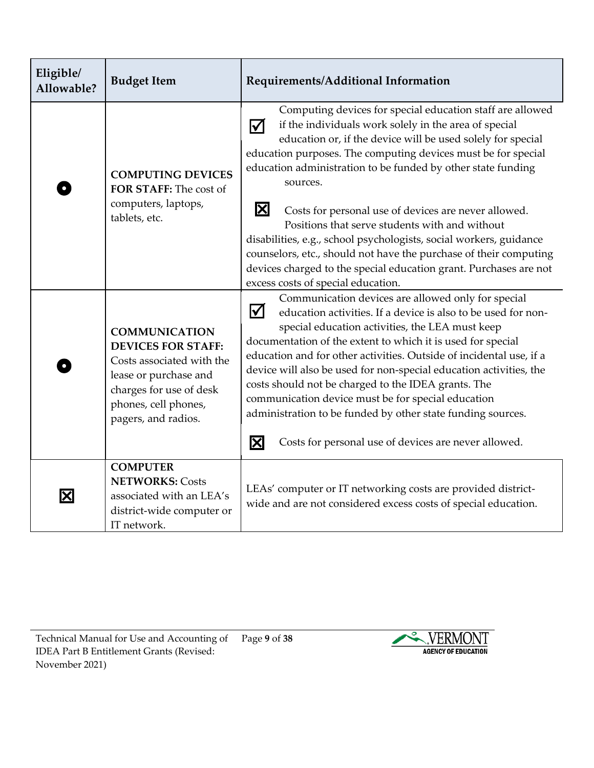| Eligible/ Allowable? | Budget Item | Requirements/Additional Information |
|---|---|---|
| ⊙ | **COMPUTING DEVICES FOR STAFF:** The cost of computers, laptops, tablets, etc. | ☑ Computing devices for special education staff are allowed if the individuals work solely in the area of special education or, if the device will be used solely for special education purposes. The computing devices must be for special education administration to be funded by other state funding sources.<br><br>☒ Costs for personal use of devices are never allowed. Positions that serve students with and without disabilities, e.g., school psychologists, social workers, guidance counselors, etc., should not have the purchase of their computing devices charged to the special education grant. Purchases are not excess costs of special education. |
| ⊙ | **COMMUNICATION DEVICES FOR STAFF:** Costs associated with the lease or purchase and charges for use of desk phones, cell phones, pagers, and radios. | ☑ Communication devices are allowed only for special education activities. If a device is also to be used for non-special education activities, the LEA must keep documentation of the extent to which it is used for special education and for other activities. Outside of incidental use, if a device will also be used for non-special education activities, the costs should not be charged to the IDEA grants. The communication device must be for special education administration to be funded by other state funding sources.<br><br>☒ Costs for personal use of devices are never allowed. |
| ☒ | **COMPUTER NETWORKS:** Costs associated with an LEA's district-wide computer or IT network. | LEAs' computer or IT networking costs are provided district-wide and are not considered excess costs of special education. |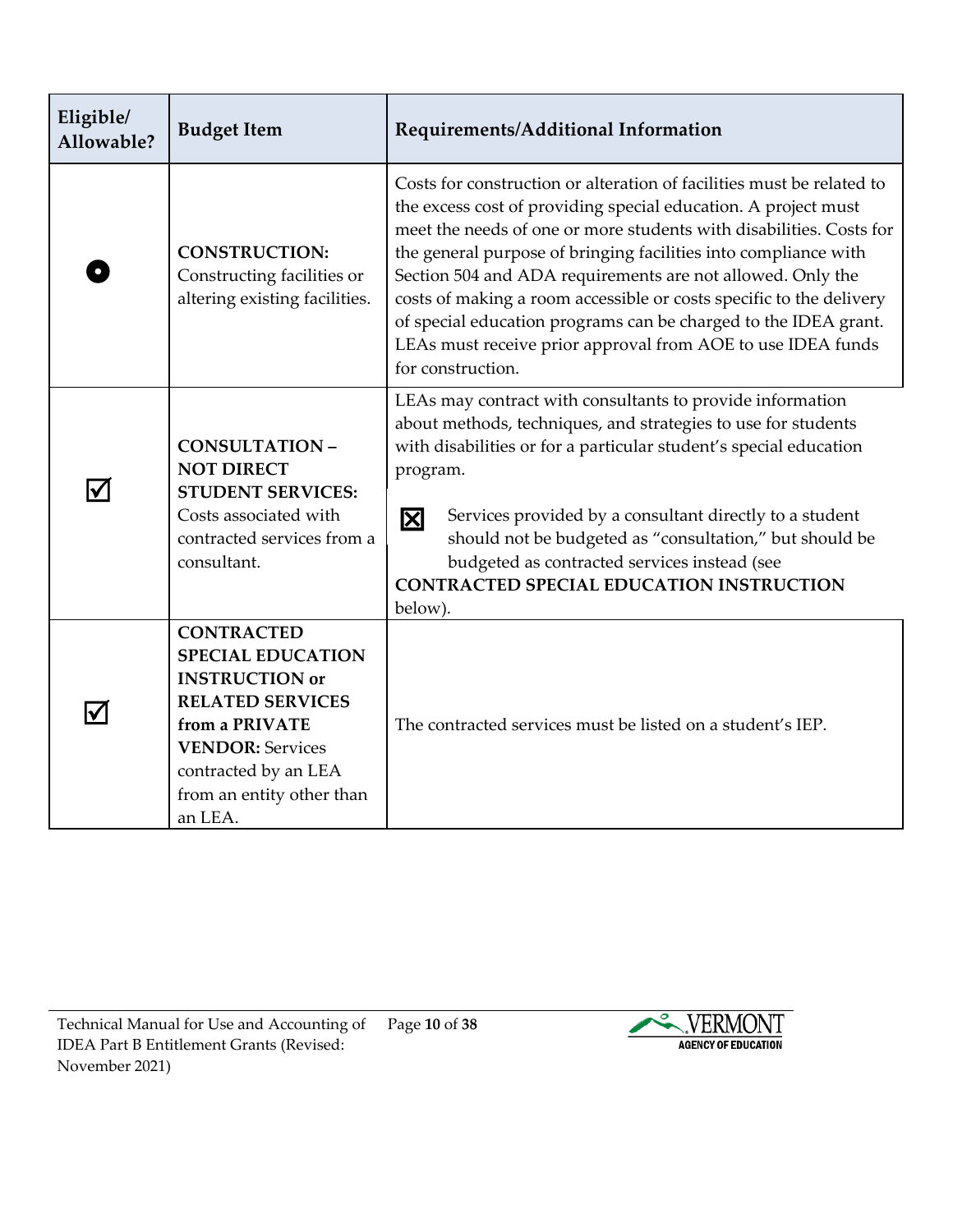| Eligible/ Allowable? | Budget Item | Requirements/Additional Information |
|---|---|---|
| ⦿ | **CONSTRUCTION:** Constructing facilities or altering existing facilities. | Costs for construction or alteration of facilities must be related to the excess cost of providing special education. A project must meet the needs of one or more students with disabilities. Costs for the general purpose of bringing facilities into compliance with Section 504 and ADA requirements are not allowed. Only the costs of making a room accessible or costs specific to the delivery of special education programs can be charged to the IDEA grant. LEAs must receive prior approval from AOE to use IDEA funds for construction. |
| ☑ | **CONSULTATION – NOT DIRECT STUDENT SERVICES:** Costs associated with contracted services from a consultant. | LEAs may contract with consultants to provide information about methods, techniques, and strategies to use for students with disabilities or for a particular student's special education program.<br><br>☒ Services provided by a consultant directly to a student should not be budgeted as "consultation," but should be budgeted as contracted services instead (see **CONTRACTED SPECIAL EDUCATION INSTRUCTION** below). |
| ☑ | **CONTRACTED SPECIAL EDUCATION INSTRUCTION or RELATED SERVICES from a PRIVATE VENDOR:** Services contracted by an LEA from an entity other than an LEA. | The contracted services must be listed on a student's IEP. |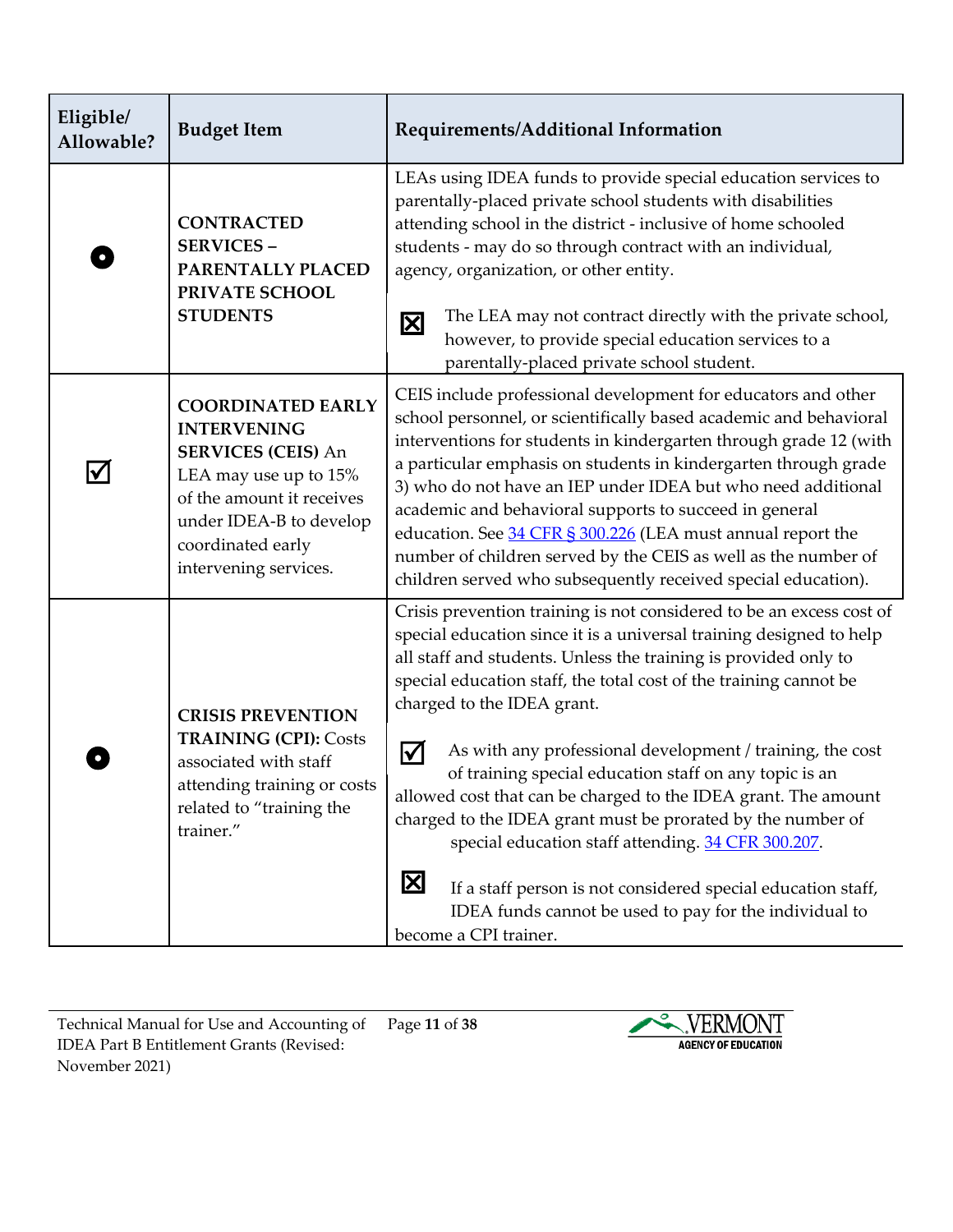| Eligible/ Allowable? | Budget Item | Requirements/Additional Information |
|---|---|---|
| ⊙ | **CONTRACTED SERVICES – PARENTALLY PLACED PRIVATE SCHOOL STUDENTS** | LEAs using IDEA funds to provide special education services to parentally-placed private school students with disabilities attending school in the district - inclusive of home schooled students - may do so through contract with an individual, agency, organization, or other entity.<br><br>☒ The LEA may not contract directly with the private school, however, to provide special education services to a parentally-placed private school student. |
| ☑ | **COORDINATED EARLY INTERVENING SERVICES (CEIS)** An LEA may use up to 15% of the amount it receives under IDEA-B to develop coordinated early intervening services. | CEIS include professional development for educators and other school personnel, or scientifically based academic and behavioral interventions for students in kindergarten through grade 12 (with a particular emphasis on students in kindergarten through grade 3) who do not have an IEP under IDEA but who need additional academic and behavioral supports to succeed in general education. See [34 CFR § 300.226] (LEA must annual report the number of children served by the CEIS as well as the number of children served who subsequently received special education). |
| ⊙ | **CRISIS PREVENTION TRAINING (CPI):** Costs associated with staff attending training or costs related to "training the trainer." | Crisis prevention training is not considered to be an excess cost of special education since it is a universal training designed to help all staff and students. Unless the training is provided only to special education staff, the total cost of the training cannot be charged to the IDEA grant.<br><br>☑ As with any professional development / training, the cost of training special education staff on any topic is an allowed cost that can be charged to the IDEA grant. The amount charged to the IDEA grant must be prorated by the number of special education staff attending. [34 CFR 300.207].<br><br>☒ If a staff person is not considered special education staff, IDEA funds cannot be used to pay for the individual to become a CPI trainer. |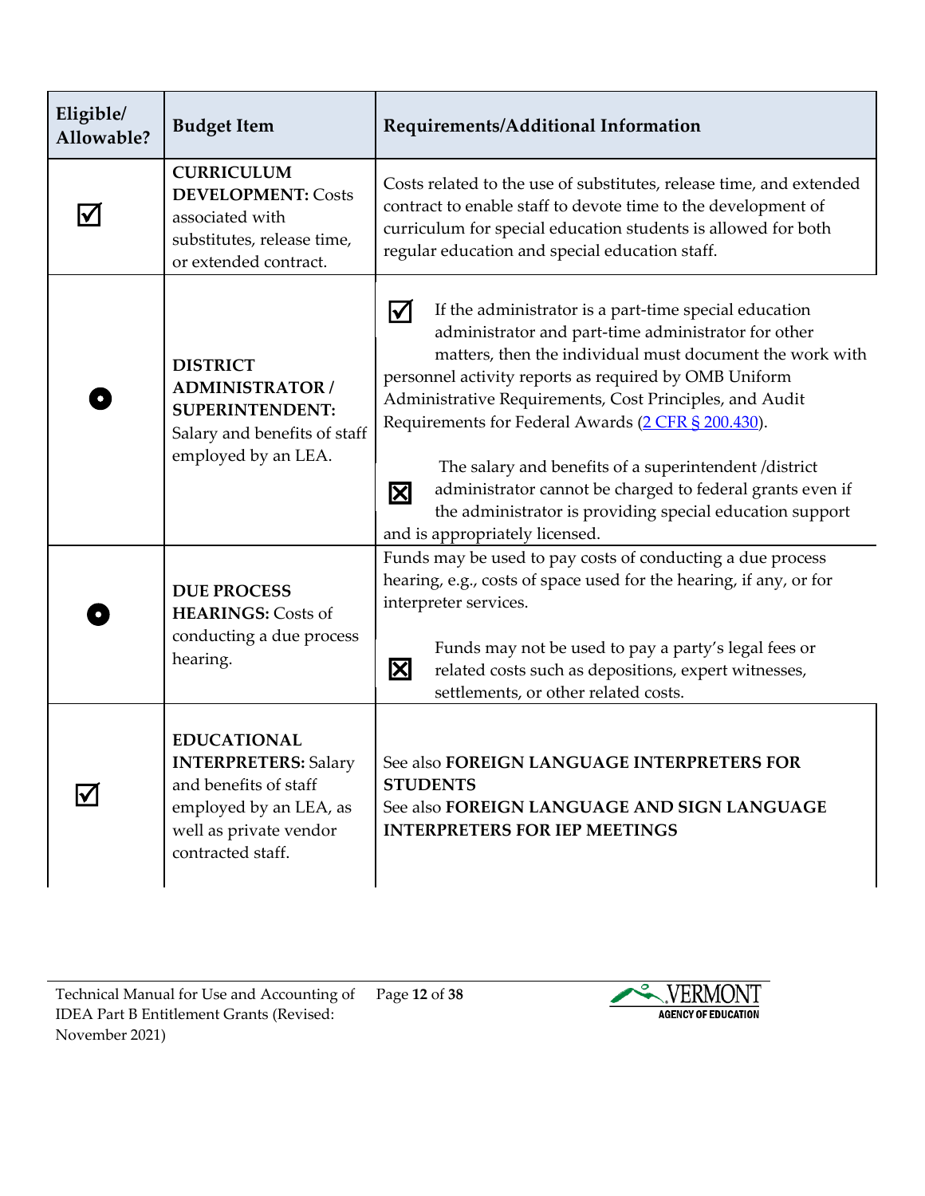| Eligible/ Allowable? | Budget Item | Requirements/Additional Information |
|---|---|---|
| ☑ | **CURRICULUM DEVELOPMENT:** Costs associated with substitutes, release time, or extended contract. | Costs related to the use of substitutes, release time, and extended contract to enable staff to devote time to the development of curriculum for special education students is allowed for both regular education and special education staff. |
| ⦿ | **DISTRICT ADMINISTRATOR / SUPERINTENDENT:** Salary and benefits of staff employed by an LEA. | ☑ If the administrator is a part-time special education administrator and part-time administrator for other matters, then the individual must document the work with personnel activity reports as required by OMB Uniform Administrative Requirements, Cost Principles, and Audit Requirements for Federal Awards (2 CFR § 200.430).<br><br>☒ The salary and benefits of a superintendent /district administrator cannot be charged to federal grants even if the administrator is providing special education support and is appropriately licensed. |
| ⦿ | **DUE PROCESS HEARINGS:** Costs of conducting a due process hearing. | Funds may be used to pay costs of conducting a due process hearing, e.g., costs of space used for the hearing, if any, or for interpreter services.<br><br>☒ Funds may not be used to pay a party's legal fees or related costs such as depositions, expert witnesses, settlements, or other related costs. |
| ☑ | **EDUCATIONAL INTERPRETERS:** Salary and benefits of staff employed by an LEA, as well as private vendor contracted staff. | See also **FOREIGN LANGUAGE INTERPRETERS FOR STUDENTS**<br>See also **FOREIGN LANGUAGE AND SIGN LANGUAGE INTERPRETERS FOR IEP MEETINGS** |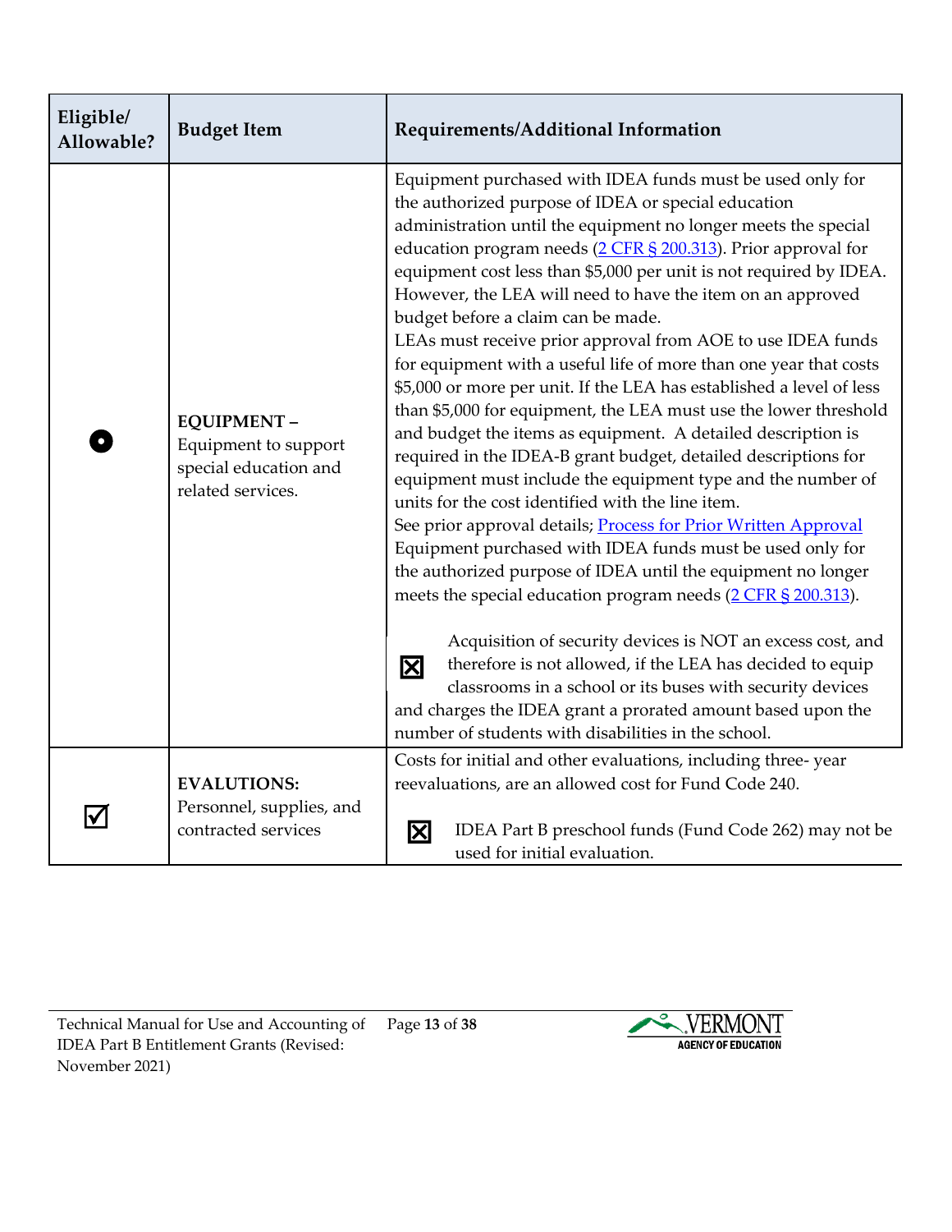| Eligible/ Allowable? | Budget Item | Requirements/Additional Information |
|---|---|---|
| ⊙ | **EQUIPMENT –** Equipment to support special education and related services. | Equipment purchased with IDEA funds must be used only for the authorized purpose of IDEA or special education administration until the equipment no longer meets the special education program needs ([2 CFR § 200.313](#)). Prior approval for equipment cost less than $5,000 per unit is not required by IDEA. However, the LEA will need to have the item on an approved budget before a claim can be made.<br>LEAs must receive prior approval from AOE to use IDEA funds for equipment with a useful life of more than one year that costs $5,000 or more per unit. If the LEA has established a level of less than $5,000 for equipment, the LEA must use the lower threshold and budget the items as equipment. A detailed description is required in the IDEA-B grant budget, detailed descriptions for equipment must include the equipment type and the number of units for the cost identified with the line item.<br>See prior approval details; [Process for Prior Written Approval](#)<br>Equipment purchased with IDEA funds must be used only for the authorized purpose of IDEA until the equipment no longer meets the special education program needs ([2 CFR § 200.313](#)).<br><br>☒ Acquisition of security devices is NOT an excess cost, and therefore is not allowed, if the LEA has decided to equip classrooms in a school or its buses with security devices and charges the IDEA grant a prorated amount based upon the number of students with disabilities in the school. |
| ☑ | **EVALUTIONS:** Personnel, supplies, and contracted services | Costs for initial and other evaluations, including three- year reevaluations, are an allowed cost for Fund Code 240.<br><br>☒ IDEA Part B preschool funds (Fund Code 262) may not be used for initial evaluation. |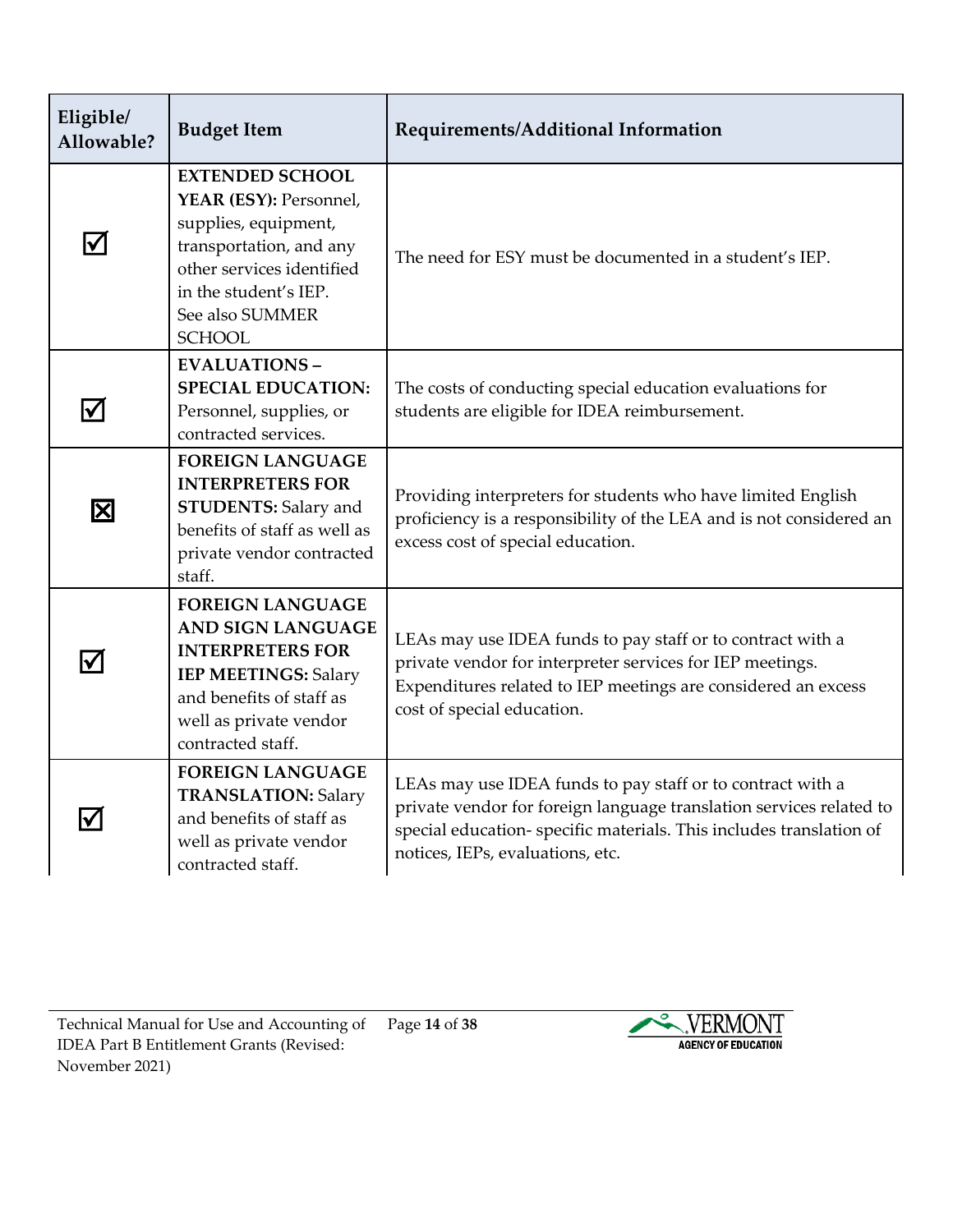| Eligible/ Allowable? | Budget Item | Requirements/Additional Information |
|---|---|---|
| ☑ | **EXTENDED SCHOOL YEAR (ESY):** Personnel, supplies, equipment, transportation, and any other services identified in the student's IEP. See also SUMMER SCHOOL | The need for ESY must be documented in a student's IEP. |
| ☑ | **EVALUATIONS – SPECIAL EDUCATION:** Personnel, supplies, or contracted services. | The costs of conducting special education evaluations for students are eligible for IDEA reimbursement. |
| ☒ | **FOREIGN LANGUAGE INTERPRETERS FOR STUDENTS:** Salary and benefits of staff as well as private vendor contracted staff. | Providing interpreters for students who have limited English proficiency is a responsibility of the LEA and is not considered an excess cost of special education. |
| ☑ | **FOREIGN LANGUAGE AND SIGN LANGUAGE INTERPRETERS FOR IEP MEETINGS:** Salary and benefits of staff as well as private vendor contracted staff. | LEAs may use IDEA funds to pay staff or to contract with a private vendor for interpreter services for IEP meetings. Expenditures related to IEP meetings are considered an excess cost of special education. |
| ☑ | **FOREIGN LANGUAGE TRANSLATION:** Salary and benefits of staff as well as private vendor contracted staff. | LEAs may use IDEA funds to pay staff or to contract with a private vendor for foreign language translation services related to special education- specific materials. This includes translation of notices, IEPs, evaluations, etc. |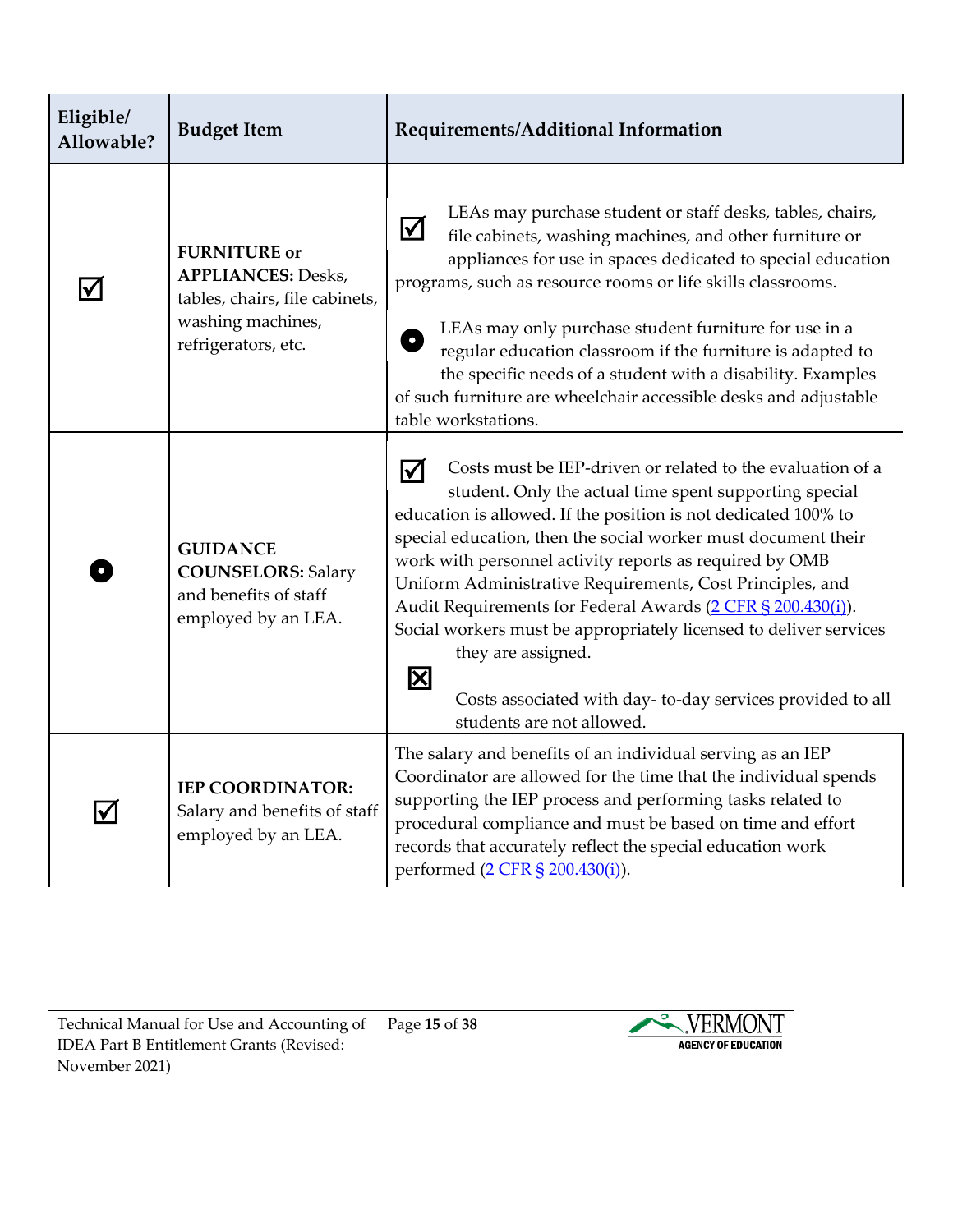| Eligible/ Allowable? | Budget Item | Requirements/Additional Information |
|---|---|---|
| ☑ | **FURNITURE or APPLIANCES:** Desks, tables, chairs, file cabinets, washing machines, refrigerators, etc. | ☑ LEAs may purchase student or staff desks, tables, chairs, file cabinets, washing machines, and other furniture or appliances for use in spaces dedicated to special education programs, such as resource rooms or life skills classrooms.<br><br>● LEAs may only purchase student furniture for use in a regular education classroom if the furniture is adapted to the specific needs of a student with a disability. Examples of such furniture are wheelchair accessible desks and adjustable table workstations. |
| ● | **GUIDANCE COUNSELORS:** Salary and benefits of staff employed by an LEA. | ☑ Costs must be IEP-driven or related to the evaluation of a student. Only the actual time spent supporting special education is allowed. If the position is not dedicated 100% to special education, then the social worker must document their work with personnel activity reports as required by OMB Uniform Administrative Requirements, Cost Principles, and Audit Requirements for Federal Awards ([2 CFR § 200.430(i)](#)). Social workers must be appropriately licensed to deliver services they are assigned.<br><br>☒ Costs associated with day- to-day services provided to all students are not allowed. |
| ☑ | **IEP COORDINATOR:** Salary and benefits of staff employed by an LEA. | The salary and benefits of an individual serving as an IEP Coordinator are allowed for the time that the individual spends supporting the IEP process and performing tasks related to procedural compliance and must be based on time and effort records that accurately reflect the special education work performed ([2 CFR § 200.430(i)](#)). |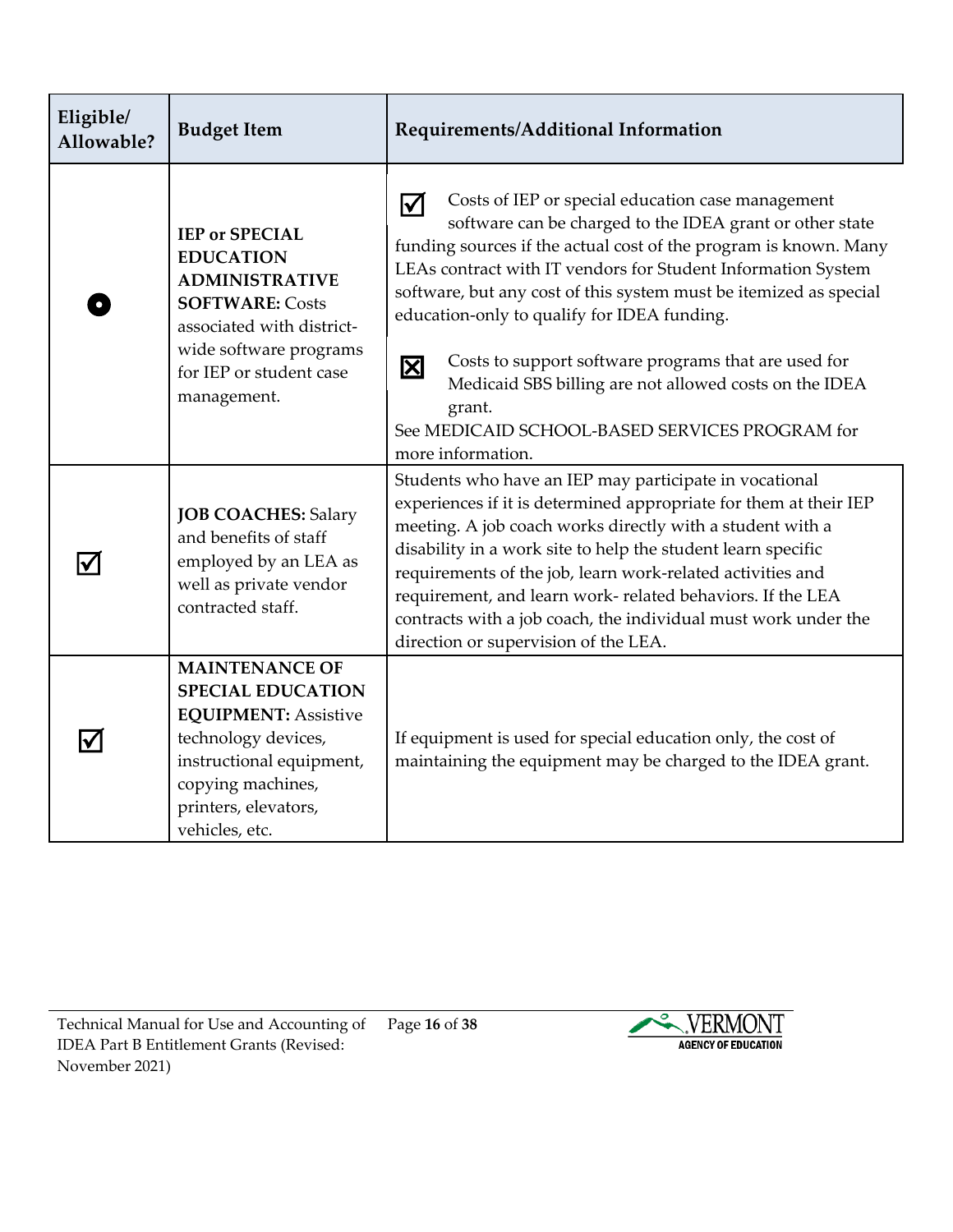| Eligible/ Allowable? | Budget Item | Requirements/Additional Information |
|---|---|---|
| ⦿ | **IEP or SPECIAL EDUCATION ADMINISTRATIVE SOFTWARE:** Costs associated with district-wide software programs for IEP or student case management. | ☑ Costs of IEP or special education case management software can be charged to the IDEA grant or other state funding sources if the actual cost of the program is known. Many LEAs contract with IT vendors for Student Information System software, but any cost of this system must be itemized as special education-only to qualify for IDEA funding.<br><br>☒ Costs to support software programs that are used for Medicaid SBS billing are not allowed costs on the IDEA grant.<br>See MEDICAID SCHOOL-BASED SERVICES PROGRAM for more information. |
| ☑ | **JOB COACHES:** Salary and benefits of staff employed by an LEA as well as private vendor contracted staff. | Students who have an IEP may participate in vocational experiences if it is determined appropriate for them at their IEP meeting. A job coach works directly with a student with a disability in a work site to help the student learn specific requirements of the job, learn work-related activities and requirement, and learn work- related behaviors. If the LEA contracts with a job coach, the individual must work under the direction or supervision of the LEA. |
| ☑ | **MAINTENANCE OF SPECIAL EDUCATION EQUIPMENT:** Assistive technology devices, instructional equipment, copying machines, printers, elevators, vehicles, etc. | If equipment is used for special education only, the cost of maintaining the equipment may be charged to the IDEA grant. |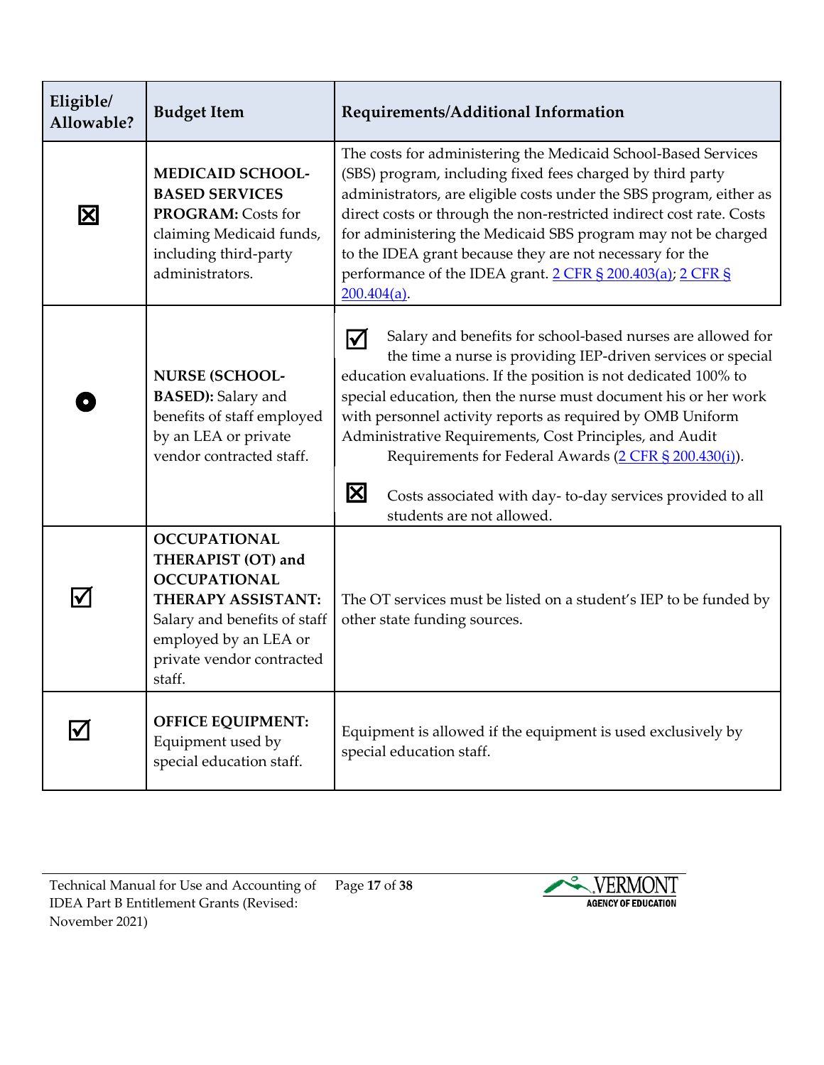| Eligible/ Allowable? | Budget Item | Requirements/Additional Information |
|---|---|---|
| ☒ | **MEDICAID SCHOOL-BASED SERVICES PROGRAM:** Costs for claiming Medicaid funds, including third-party administrators. | The costs for administering the Medicaid School-Based Services (SBS) program, including fixed fees charged by third party administrators, are eligible costs under the SBS program, either as direct costs or through the non-restricted indirect cost rate. Costs for administering the Medicaid SBS program may not be charged to the IDEA grant because they are not necessary for the performance of the IDEA grant. 2 CFR § 200.403(a); 2 CFR § 200.404(a). |
| ⦿ | **NURSE (SCHOOL-BASED):** Salary and benefits of staff employed by an LEA or private vendor contracted staff. | ☑ Salary and benefits for school-based nurses are allowed for the time a nurse is providing IEP-driven services or special education evaluations. If the position is not dedicated 100% to special education, then the nurse must document his or her work with personnel activity reports as required by OMB Uniform Administrative Requirements, Cost Principles, and Audit Requirements for Federal Awards (2 CFR § 200.430(i)).<br><br>☒ Costs associated with day- to-day services provided to all students are not allowed. |
| ☑ | **OCCUPATIONAL THERAPIST (OT) and OCCUPATIONAL THERAPY ASSISTANT:** Salary and benefits of staff employed by an LEA or private vendor contracted staff. | The OT services must be listed on a student's IEP to be funded by other state funding sources. |
| ☑ | **OFFICE EQUIPMENT:** Equipment used by special education staff. | Equipment is allowed if the equipment is used exclusively by special education staff. |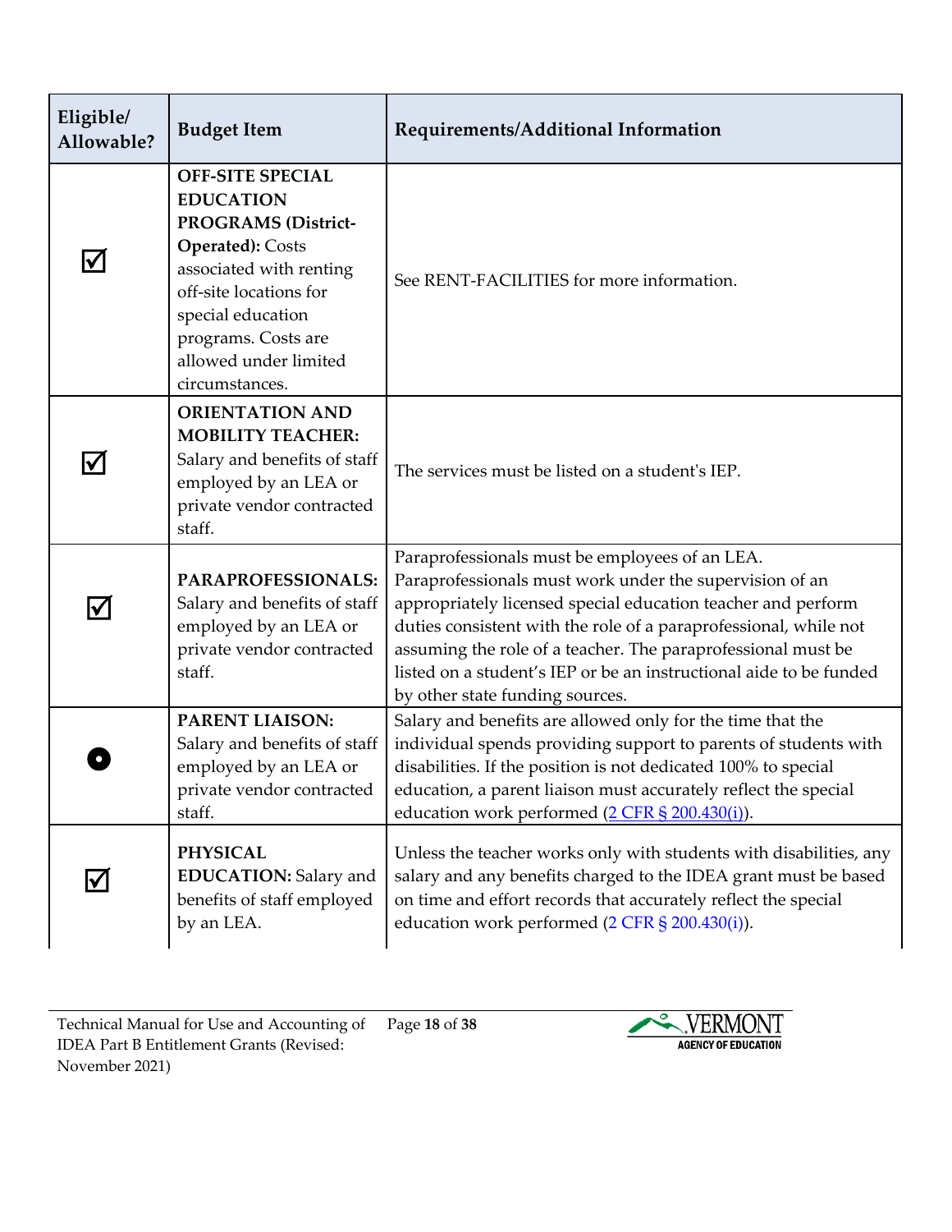| Eligible/ Allowable? | Budget Item | Requirements/Additional Information |
|---|---|---|
| ☑ | **OFF-SITE SPECIAL EDUCATION PROGRAMS (District-Operated):** Costs associated with renting off-site locations for special education programs. Costs are allowed under limited circumstances. | See RENT-FACILITIES for more information. |
| ☑ | **ORIENTATION AND MOBILITY TEACHER:** Salary and benefits of staff employed by an LEA or private vendor contracted staff. | The services must be listed on a student's IEP. |
| ☑ | **PARAPROFESSIONALS:** Salary and benefits of staff employed by an LEA or private vendor contracted staff. | Paraprofessionals must be employees of an LEA. Paraprofessionals must work under the supervision of an appropriately licensed special education teacher and perform duties consistent with the role of a paraprofessional, while not assuming the role of a teacher. The paraprofessional must be listed on a student's IEP or be an instructional aide to be funded by other state funding sources. |
| ⦿ | **PARENT LIAISON:** Salary and benefits of staff employed by an LEA or private vendor contracted staff. | Salary and benefits are allowed only for the time that the individual spends providing support to parents of students with disabilities. If the position is not dedicated 100% to special education, a parent liaison must accurately reflect the special education work performed (2 CFR § 200.430(i)). |
| ☑ | **PHYSICAL EDUCATION:** Salary and benefits of staff employed by an LEA. | Unless the teacher works only with students with disabilities, any salary and any benefits charged to the IDEA grant must be based on time and effort records that accurately reflect the special education work performed (2 CFR § 200.430(i)). |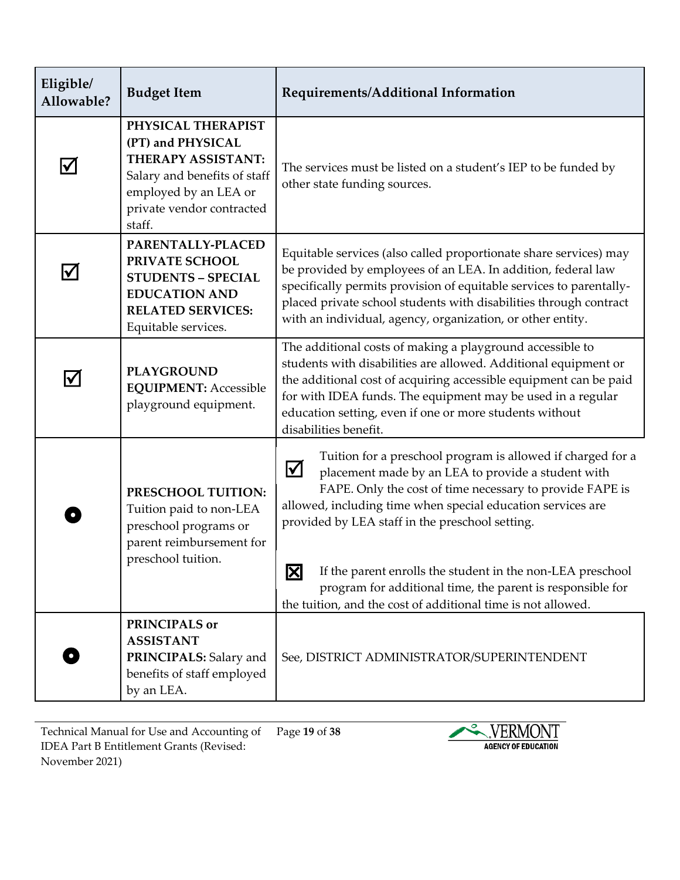| Eligible/ Allowable? | Budget Item | Requirements/Additional Information |
| --- | --- | --- |
| ☑ | **PHYSICAL THERAPIST (PT) and PHYSICAL THERAPY ASSISTANT:** Salary and benefits of staff employed by an LEA or private vendor contracted staff. | The services must be listed on a student's IEP to be funded by other state funding sources. |
| ☑ | **PARENTALLY-PLACED PRIVATE SCHOOL STUDENTS – SPECIAL EDUCATION AND RELATED SERVICES:** Equitable services. | Equitable services (also called proportionate share services) may be provided by employees of an LEA. In addition, federal law specifically permits provision of equitable services to parentally-placed private school students with disabilities through contract with an individual, agency, organization, or other entity. |
| ☑ | **PLAYGROUND EQUIPMENT:** Accessible playground equipment. | The additional costs of making a playground accessible to students with disabilities are allowed. Additional equipment or the additional cost of acquiring accessible equipment can be paid for with IDEA funds. The equipment may be used in a regular education setting, even if one or more students without disabilities benefit. |
| ● | **PRESCHOOL TUITION:** Tuition paid to non-LEA preschool programs or parent reimbursement for preschool tuition. | ☑ Tuition for a preschool program is allowed if charged for a placement made by an LEA to provide a student with FAPE. Only the cost of time necessary to provide FAPE is allowed, including time when special education services are provided by LEA staff in the preschool setting.<br><br>☒ If the parent enrolls the student in the non-LEA preschool program for additional time, the parent is responsible for the tuition, and the cost of additional time is not allowed. |
| ● | **PRINCIPALS or ASSISTANT PRINCIPALS:** Salary and benefits of staff employed by an LEA. | See, DISTRICT ADMINISTRATOR/SUPERINTENDENT |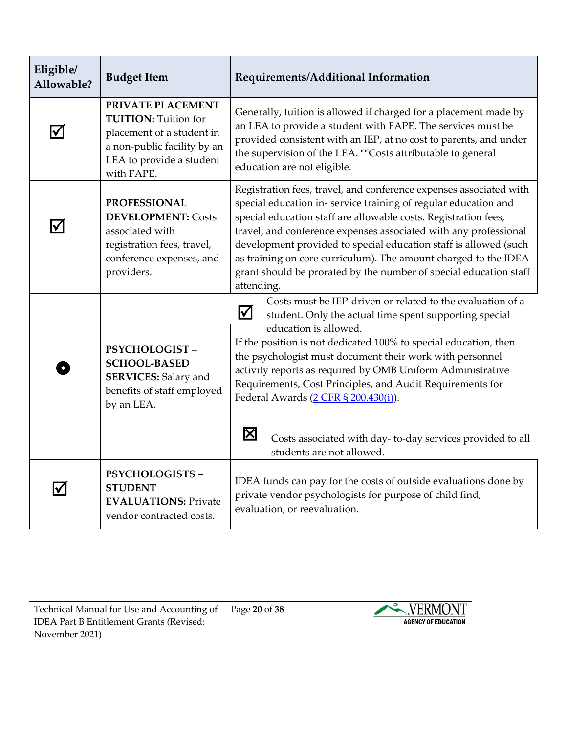| Eligible/ Allowable? | Budget Item | Requirements/Additional Information |
|---|---|---|
| ☑ | **PRIVATE PLACEMENT TUITION:** Tuition for placement of a student in a non-public facility by an LEA to provide a student with FAPE. | Generally, tuition is allowed if charged for a placement made by an LEA to provide a student with FAPE. The services must be provided consistent with an IEP, at no cost to parents, and under the supervision of the LEA. **Costs attributable to general education are not eligible. |
| ☑ | **PROFESSIONAL DEVELOPMENT:** Costs associated with registration fees, travel, conference expenses, and providers. | Registration fees, travel, and conference expenses associated with special education in- service training of regular education and special education staff are allowable costs. Registration fees, travel, and conference expenses associated with any professional development provided to special education staff is allowed (such as training on core curriculum). The amount charged to the IDEA grant should be prorated by the number of special education staff attending. |
| ● | **PSYCHOLOGIST – SCHOOL-BASED SERVICES:** Salary and benefits of staff employed by an LEA. | ☑ Costs must be IEP-driven or related to the evaluation of a student. Only the actual time spent supporting special education is allowed.<br>If the position is not dedicated 100% to special education, then the psychologist must document their work with personnel activity reports as required by OMB Uniform Administrative Requirements, Cost Principles, and Audit Requirements for Federal Awards ([2 CFR § 200.430(i)](https://www.ecfr.gov)).<br>☒ Costs associated with day- to-day services provided to all students are not allowed. |
| ☑ | **PSYCHOLOGISTS – STUDENT EVALUATIONS:** Private vendor contracted costs. | IDEA funds can pay for the costs of outside evaluations done by private vendor psychologists for purpose of child find, evaluation, or reevaluation. |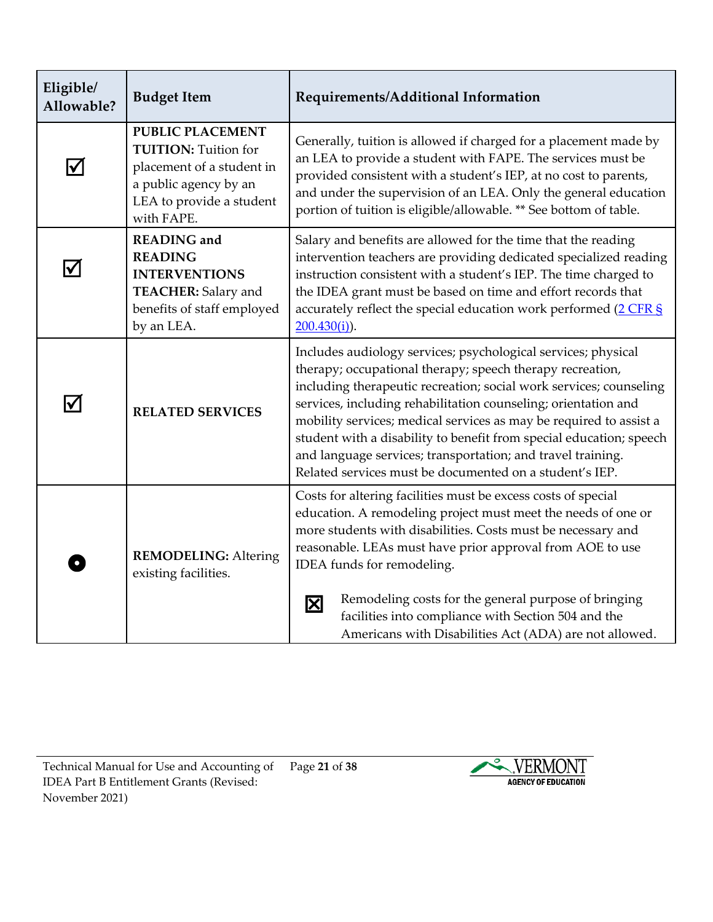| Eligible/ Allowable? | Budget Item | Requirements/Additional Information |
|---|---|---|
| ☑ | **PUBLIC PLACEMENT TUITION:** Tuition for placement of a student in a public agency by an LEA to provide a student with FAPE. | Generally, tuition is allowed if charged for a placement made by an LEA to provide a student with FAPE. The services must be provided consistent with a student's IEP, at no cost to parents, and under the supervision of an LEA. Only the general education portion of tuition is eligible/allowable. ** See bottom of table. |
| ☑ | **READING and READING INTERVENTIONS TEACHER:** Salary and benefits of staff employed by an LEA. | Salary and benefits are allowed for the time that the reading intervention teachers are providing dedicated specialized reading instruction consistent with a student's IEP. The time charged to the IDEA grant must be based on time and effort records that accurately reflect the special education work performed (2 CFR § 200.430(i)). |
| ☑ | **RELATED SERVICES** | Includes audiology services; psychological services; physical therapy; occupational therapy; speech therapy recreation, including therapeutic recreation; social work services; counseling services, including rehabilitation counseling; orientation and mobility services; medical services as may be required to assist a student with a disability to benefit from special education; speech and language services; transportation; and travel training. Related services must be documented on a student's IEP. |
| ⊙ | **REMODELING:** Altering existing facilities. | Costs for altering facilities must be excess costs of special education. A remodeling project must meet the needs of one or more students with disabilities. Costs must be necessary and reasonable. LEAs must have prior approval from AOE to use IDEA funds for remodeling.<br><br>☒ Remodeling costs for the general purpose of bringing facilities into compliance with Section 504 and the Americans with Disabilities Act (ADA) are not allowed. |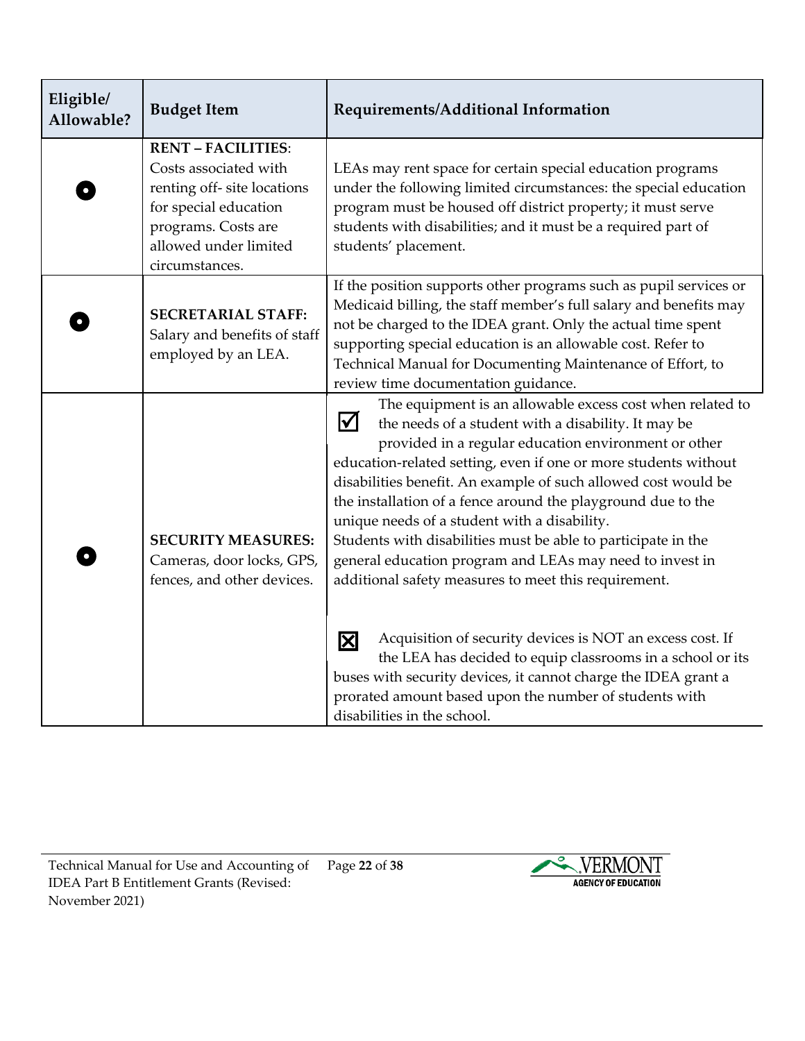| Eligible/ Allowable? | Budget Item | Requirements/Additional Information |
|---|---|---|
| ⦿ | **RENT – FACILITIES**: Costs associated with renting off- site locations for special education programs. Costs are allowed under limited circumstances. | LEAs may rent space for certain special education programs under the following limited circumstances: the special education program must be housed off district property; it must serve students with disabilities; and it must be a required part of students' placement. |
| ⦿ | **SECRETARIAL STAFF:** Salary and benefits of staff employed by an LEA. | If the position supports other programs such as pupil services or Medicaid billing, the staff member's full salary and benefits may not be charged to the IDEA grant. Only the actual time spent supporting special education is an allowable cost. Refer to Technical Manual for Documenting Maintenance of Effort, to review time documentation guidance. |
| ⦿ | **SECURITY MEASURES:** Cameras, door locks, GPS, fences, and other devices. | ☑ The equipment is an allowable excess cost when related to the needs of a student with a disability. It may be provided in a regular education environment or other education-related setting, even if one or more students without disabilities benefit. An example of such allowed cost would be the installation of a fence around the playground due to the unique needs of a student with a disability.<br>Students with disabilities must be able to participate in the general education program and LEAs may need to invest in additional safety measures to meet this requirement.<br><br>☒ Acquisition of security devices is NOT an excess cost. If the LEA has decided to equip classrooms in a school or its buses with security devices, it cannot charge the IDEA grant a prorated amount based upon the number of students with disabilities in the school. |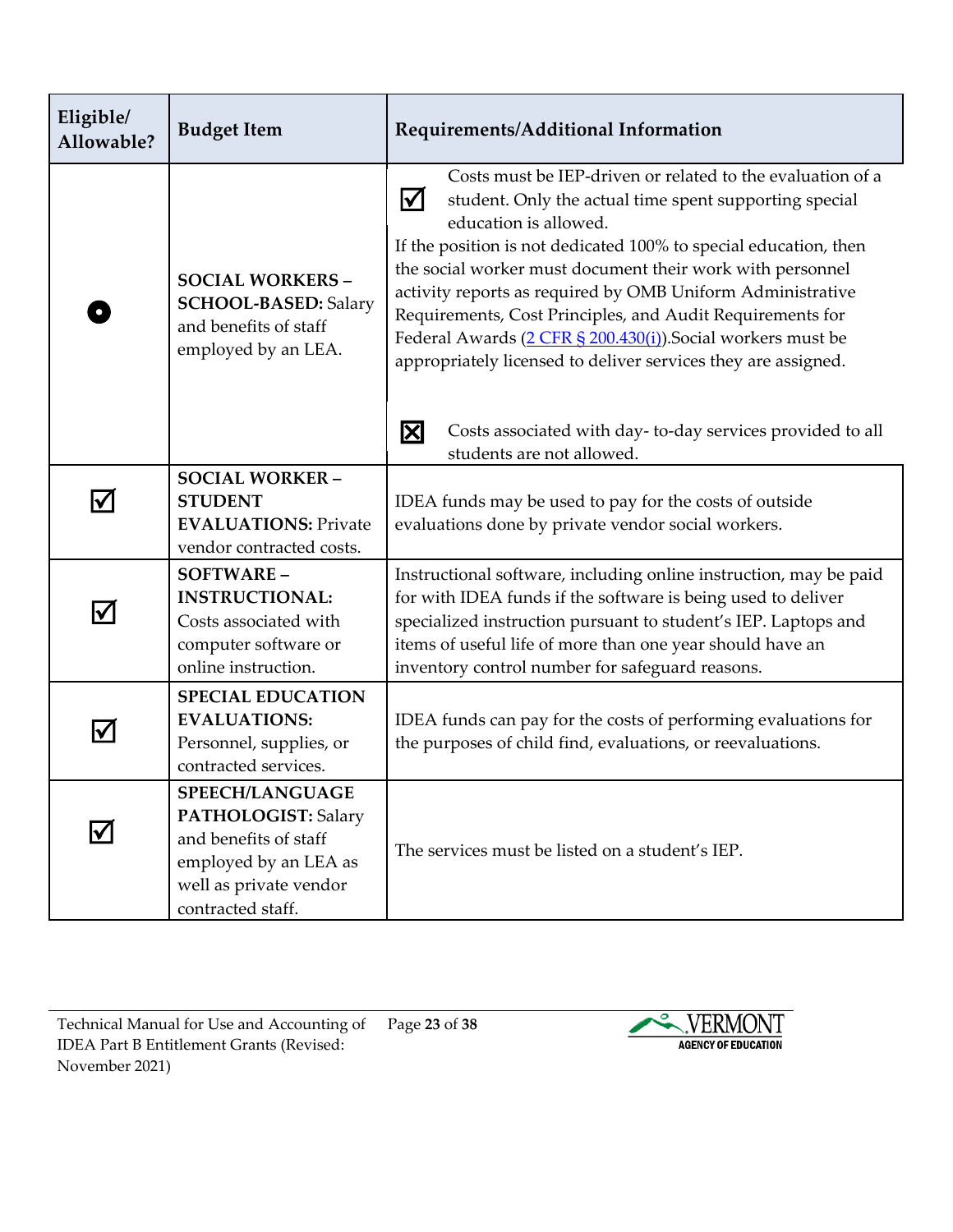| Eligible/ Allowable? | Budget Item | Requirements/Additional Information |
|---|---|---|
| ⊙ | **SOCIAL WORKERS – SCHOOL-BASED:** Salary and benefits of staff employed by an LEA. | ☑ Costs must be IEP-driven or related to the evaluation of a student. Only the actual time spent supporting special education is allowed.<br>If the position is not dedicated 100% to special education, then the social worker must document their work with personnel activity reports as required by OMB Uniform Administrative Requirements, Cost Principles, and Audit Requirements for Federal Awards ([2 CFR § 200.430(i)](2 CFR § 200.430(i))).Social workers must be appropriately licensed to deliver services they are assigned.<br>☒ Costs associated with day- to-day services provided to all students are not allowed. |
| ☑ | **SOCIAL WORKER – STUDENT EVALUATIONS:** Private vendor contracted costs. | IDEA funds may be used to pay for the costs of outside evaluations done by private vendor social workers. |
| ☑ | **SOFTWARE – INSTRUCTIONAL:** Costs associated with computer software or online instruction. | Instructional software, including online instruction, may be paid for with IDEA funds if the software is being used to deliver specialized instruction pursuant to student's IEP. Laptops and items of useful life of more than one year should have an inventory control number for safeguard reasons. |
| ☑ | **SPECIAL EDUCATION EVALUATIONS:** Personnel, supplies, or contracted services. | IDEA funds can pay for the costs of performing evaluations for the purposes of child find, evaluations, or reevaluations. |
| ☑ | **SPEECH/LANGUAGE PATHOLOGIST:** Salary and benefits of staff employed by an LEA as well as private vendor contracted staff. | The services must be listed on a student's IEP. |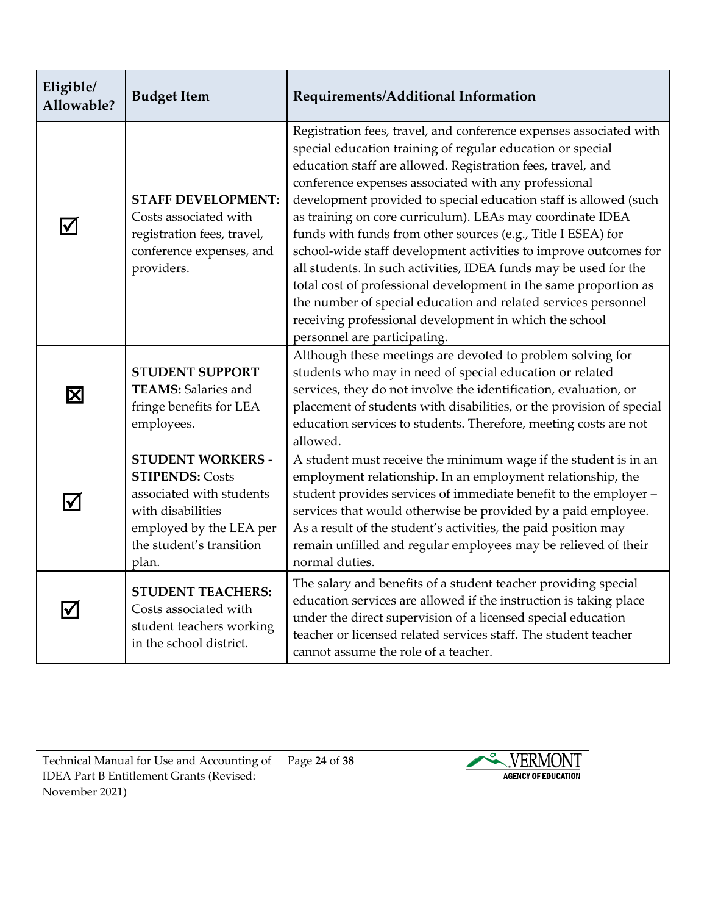| Eligible/ Allowable? | Budget Item | Requirements/Additional Information |
|---|---|---|
| ☑ | **STAFF DEVELOPMENT:** Costs associated with registration fees, travel, conference expenses, and providers. | Registration fees, travel, and conference expenses associated with special education training of regular education or special education staff are allowed. Registration fees, travel, and conference expenses associated with any professional development provided to special education staff is allowed (such as training on core curriculum). LEAs may coordinate IDEA funds with funds from other sources (e.g., Title I ESEA) for school-wide staff development activities to improve outcomes for all students. In such activities, IDEA funds may be used for the total cost of professional development in the same proportion as the number of special education and related services personnel receiving professional development in which the school personnel are participating. |
| ☒ | **STUDENT SUPPORT TEAMS:** Salaries and fringe benefits for LEA employees. | Although these meetings are devoted to problem solving for students who may in need of special education or related services, they do not involve the identification, evaluation, or placement of students with disabilities, or the provision of special education services to students. Therefore, meeting costs are not allowed. |
| ☑ | **STUDENT WORKERS - STIPENDS:** Costs associated with students with disabilities employed by the LEA per the student's transition plan. | A student must receive the minimum wage if the student is in an employment relationship. In an employment relationship, the student provides services of immediate benefit to the employer – services that would otherwise be provided by a paid employee. As a result of the student's activities, the paid position may remain unfilled and regular employees may be relieved of their normal duties. |
| ☑ | **STUDENT TEACHERS:** Costs associated with student teachers working in the school district. | The salary and benefits of a student teacher providing special education services are allowed if the instruction is taking place under the direct supervision of a licensed special education teacher or licensed related services staff. The student teacher cannot assume the role of a teacher. |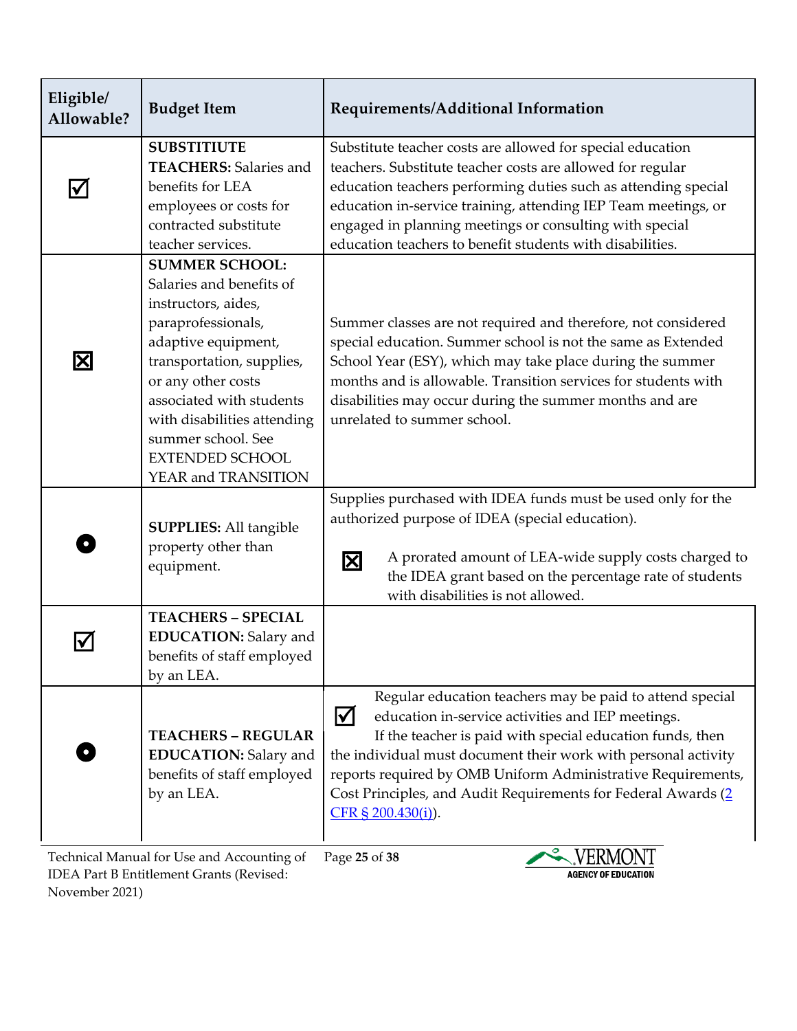| Eligible/ Allowable? | Budget Item | Requirements/Additional Information |
|---|---|---|
| ☑ | **SUBSTITIUTE TEACHERS:** Salaries and benefits for LEA employees or costs for contracted substitute teacher services. | Substitute teacher costs are allowed for special education teachers. Substitute teacher costs are allowed for regular education teachers performing duties such as attending special education in-service training, attending IEP Team meetings, or engaged in planning meetings or consulting with special education teachers to benefit students with disabilities. |
| ☒ | **SUMMER SCHOOL:** Salaries and benefits of instructors, aides, paraprofessionals, adaptive equipment, transportation, supplies, or any other costs associated with students with disabilities attending summer school. See EXTENDED SCHOOL YEAR and TRANSITION | Summer classes are not required and therefore, not considered special education. Summer school is not the same as Extended School Year (ESY), which may take place during the summer months and is allowable. Transition services for students with disabilities may occur during the summer months and are unrelated to summer school. |
| ● | **SUPPLIES:** All tangible property other than equipment. | Supplies purchased with IDEA funds must be used only for the authorized purpose of IDEA (special education).<br><br>☒ A prorated amount of LEA-wide supply costs charged to the IDEA grant based on the percentage rate of students with disabilities is not allowed. |
| ☑ | **TEACHERS – SPECIAL EDUCATION:** Salary and benefits of staff employed by an LEA. | |
| ● | **TEACHERS – REGULAR EDUCATION:** Salary and benefits of staff employed by an LEA. | ☑ Regular education teachers may be paid to attend special education in-service activities and IEP meetings.<br>If the teacher is paid with special education funds, then the individual must document their work with personal activity reports required by OMB Uniform Administrative Requirements, Cost Principles, and Audit Requirements for Federal Awards ([2 CFR § 200.430(i)](#)). |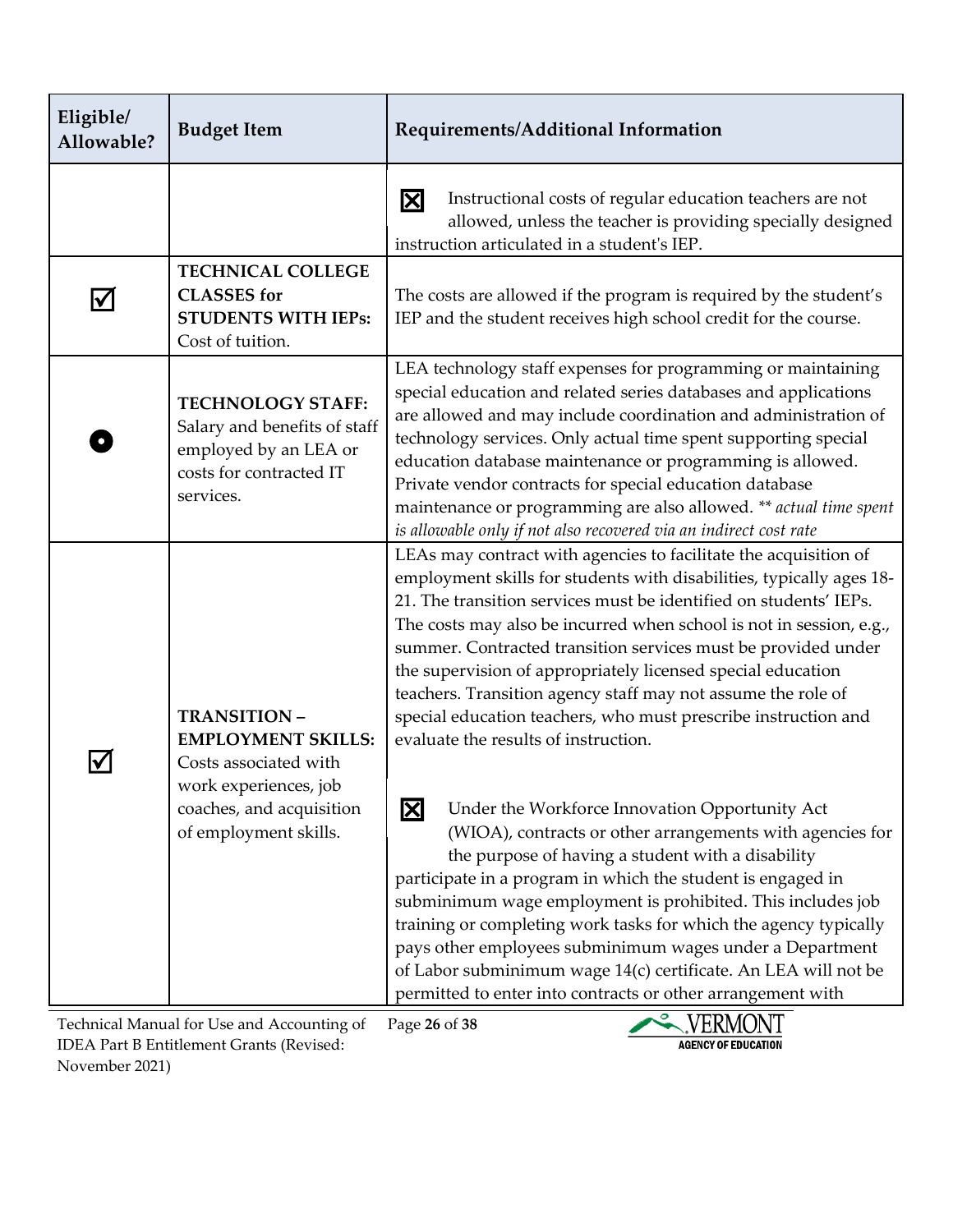| Eligible/ Allowable? | Budget Item | Requirements/Additional Information |
|---|---|---|
| | | ☒ Instructional costs of regular education teachers are not allowed, unless the teacher is providing specially designed instruction articulated in a student's IEP. |
| ☑ | **TECHNICAL COLLEGE CLASSES for STUDENTS WITH IEPs:** Cost of tuition. | The costs are allowed if the program is required by the student's IEP and the student receives high school credit for the course. |
| ● | **TECHNOLOGY STAFF:** Salary and benefits of staff employed by an LEA or costs for contracted IT services. | LEA technology staff expenses for programming or maintaining special education and related series databases and applications are allowed and may include coordination and administration of technology services. Only actual time spent supporting special education database maintenance or programming is allowed. Private vendor contracts for special education database maintenance or programming are also allowed. ** *actual time spent is allowable only if not also recovered via an indirect cost rate* |
| ☑ | **TRANSITION – EMPLOYMENT SKILLS:** Costs associated with work experiences, job coaches, and acquisition of employment skills. | LEAs may contract with agencies to facilitate the acquisition of employment skills for students with disabilities, typically ages 18-21. The transition services must be identified on students' IEPs. The costs may also be incurred when school is not in session, e.g., summer. Contracted transition services must be provided under the supervision of appropriately licensed special education teachers. Transition agency staff may not assume the role of special education teachers, who must prescribe instruction and evaluate the results of instruction.<br><br>☒ Under the Workforce Innovation Opportunity Act (WIOA), contracts or other arrangements with agencies for the purpose of having a student with a disability participate in a program in which the student is engaged in subminimum wage employment is prohibited. This includes job training or completing work tasks for which the agency typically pays other employees subminimum wages under a Department of Labor subminimum wage 14(c) certificate. An LEA will not be permitted to enter into contracts or other arrangement with |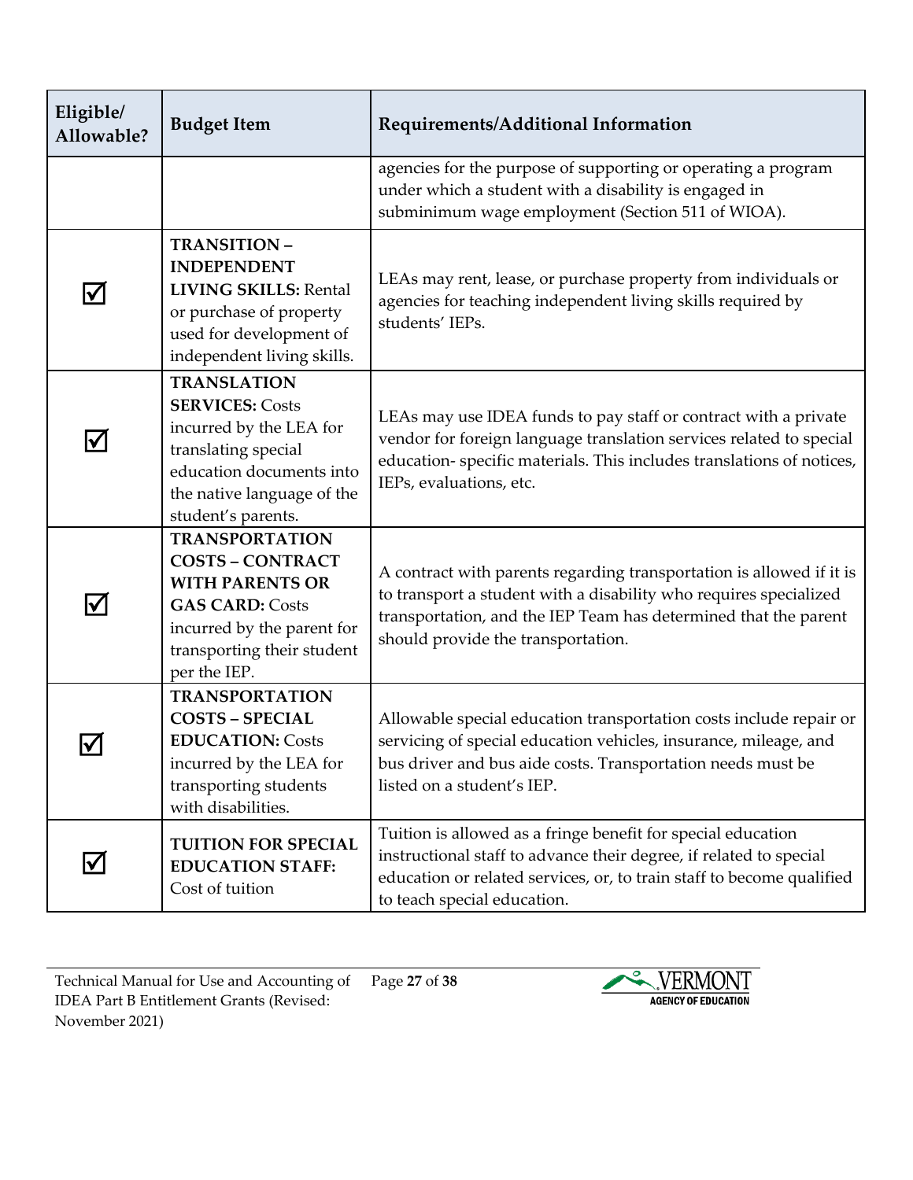| Eligible/ Allowable? | Budget Item | Requirements/Additional Information |
|---|---|---|
| | | agencies for the purpose of supporting or operating a program under which a student with a disability is engaged in subminimum wage employment (Section 511 of WIOA). |
| ☑ | **TRANSITION – INDEPENDENT LIVING SKILLS:** Rental or purchase of property used for development of independent living skills. | LEAs may rent, lease, or purchase property from individuals or agencies for teaching independent living skills required by students' IEPs. |
| ☑ | **TRANSLATION SERVICES:** Costs incurred by the LEA for translating special education documents into the native language of the student's parents. | LEAs may use IDEA funds to pay staff or contract with a private vendor for foreign language translation services related to special education- specific materials. This includes translations of notices, IEPs, evaluations, etc. |
| ☑ | **TRANSPORTATION COSTS – CONTRACT WITH PARENTS OR GAS CARD:** Costs incurred by the parent for transporting their student per the IEP. | A contract with parents regarding transportation is allowed if it is to transport a student with a disability who requires specialized transportation, and the IEP Team has determined that the parent should provide the transportation. |
| ☑ | **TRANSPORTATION COSTS – SPECIAL EDUCATION:** Costs incurred by the LEA for transporting students with disabilities. | Allowable special education transportation costs include repair or servicing of special education vehicles, insurance, mileage, and bus driver and bus aide costs. Transportation needs must be listed on a student's IEP. |
| ☑ | **TUITION FOR SPECIAL EDUCATION STAFF:** Cost of tuition | Tuition is allowed as a fringe benefit for special education instructional staff to advance their degree, if related to special education or related services, or, to train staff to become qualified to teach special education. |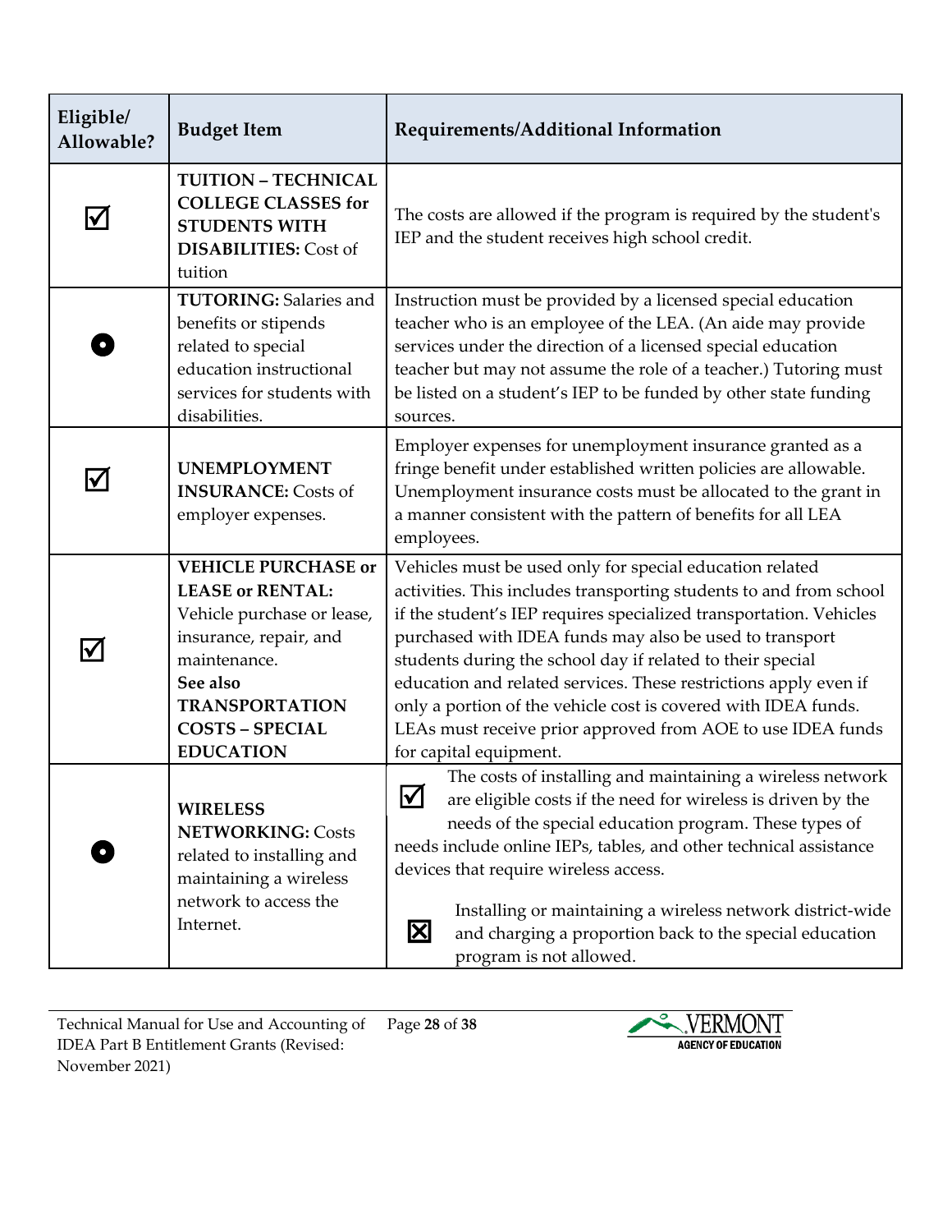| Eligible/ Allowable? | Budget Item | Requirements/Additional Information |
|---|---|---|
| ☑ | **TUITION – TECHNICAL COLLEGE CLASSES for STUDENTS WITH DISABILITIES:** Cost of tuition | The costs are allowed if the program is required by the student's IEP and the student receives high school credit. |
| ⊙ | **TUTORING:** Salaries and benefits or stipends related to special education instructional services for students with disabilities. | Instruction must be provided by a licensed special education teacher who is an employee of the LEA. (An aide may provide services under the direction of a licensed special education teacher but may not assume the role of a teacher.) Tutoring must be listed on a student's IEP to be funded by other state funding sources. |
| ☑ | **UNEMPLOYMENT INSURANCE:** Costs of employer expenses. | Employer expenses for unemployment insurance granted as a fringe benefit under established written policies are allowable. Unemployment insurance costs must be allocated to the grant in a manner consistent with the pattern of benefits for all LEA employees. |
| ☑ | **VEHICLE PURCHASE or LEASE or RENTAL:** Vehicle purchase or lease, insurance, repair, and maintenance. **See also TRANSPORTATION COSTS – SPECIAL EDUCATION** | Vehicles must be used only for special education related activities. This includes transporting students to and from school if the student's IEP requires specialized transportation. Vehicles purchased with IDEA funds may also be used to transport students during the school day if related to their special education and related services. These restrictions apply even if only a portion of the vehicle cost is covered with IDEA funds. LEAs must receive prior approved from AOE to use IDEA funds for capital equipment. |
| ⊙ | **WIRELESS NETWORKING:** Costs related to installing and maintaining a wireless network to access the Internet. | ☑ The costs of installing and maintaining a wireless network are eligible costs if the need for wireless is driven by the needs of the special education program. These types of needs include online IEPs, tables, and other technical assistance devices that require wireless access.<br><br>☒ Installing or maintaining a wireless network district-wide and charging a proportion back to the special education program is not allowed. |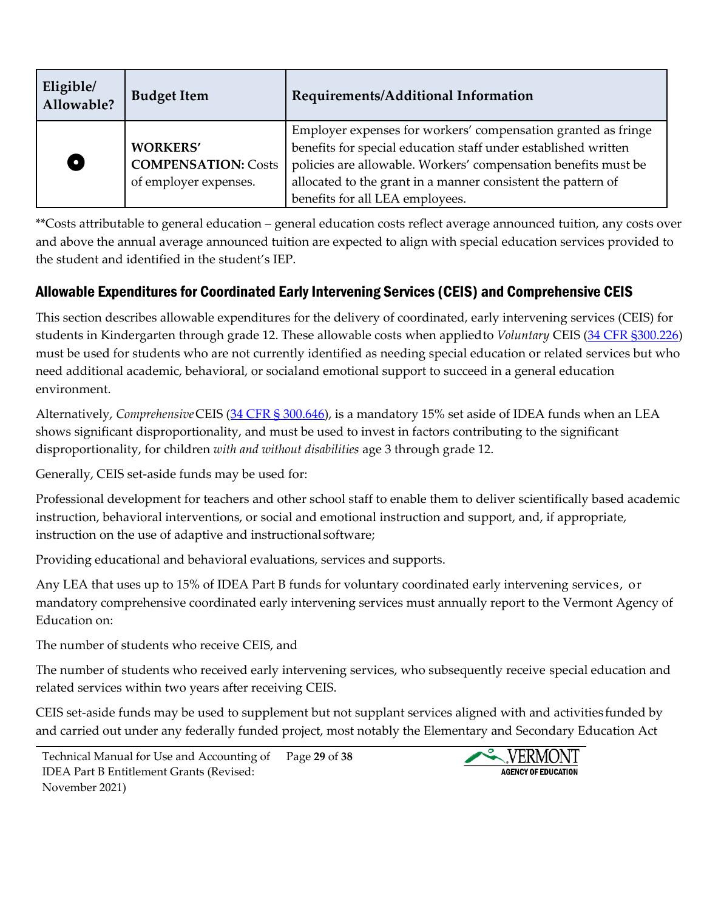| Eligible/ Allowable? | Budget Item | Requirements/Additional Information |
|---|---|---|
| ⦿ | **WORKERS' COMPENSATION:** Costs of employer expenses. | Employer expenses for workers' compensation granted as fringe benefits for special education staff under established written policies are allowable. Workers' compensation benefits must be allocated to the grant in a manner consistent the pattern of benefits for all LEA employees. |

**Costs attributable to general education – general education costs reflect average announced tuition, any costs over and above the annual average announced tuition are expected to align with special education services provided to the student and identified in the student's IEP.

## Allowable Expenditures for Coordinated Early Intervening Services (CEIS) and Comprehensive CEIS

This section describes allowable expenditures for the delivery of coordinated, early intervening services (CEIS) for students in Kindergarten through grade 12. These allowable costs when applied to *Voluntary* CEIS (34 CFR §300.226) must be used for students who are not currently identified as needing special education or related services but who need additional academic, behavioral, or social and emotional support to succeed in a general education environment.

Alternatively, *Comprehensive* CEIS (34 CFR § 300.646), is a mandatory 15% set aside of IDEA funds when an LEA shows significant disproportionality, and must be used to invest in factors contributing to the significant disproportionality, for children *with and without disabilities* age 3 through grade 12.

Generally, CEIS set-aside funds may be used for:

Professional development for teachers and other school staff to enable them to deliver scientifically based academic instruction, behavioral interventions, or social and emotional instruction and support, and, if appropriate, instruction on the use of adaptive and instructional software;

Providing educational and behavioral evaluations, services and supports.

Any LEA that uses up to 15% of IDEA Part B funds for voluntary coordinated early intervening services, or mandatory comprehensive coordinated early intervening services must annually report to the Vermont Agency of Education on:

The number of students who receive CEIS, and

The number of students who received early intervening services, who subsequently receive special education and related services within two years after receiving CEIS.

CEIS set-aside funds may be used to supplement but not supplant services aligned with and activities funded by and carried out under any federally funded project, most notably the Elementary and Secondary Education Act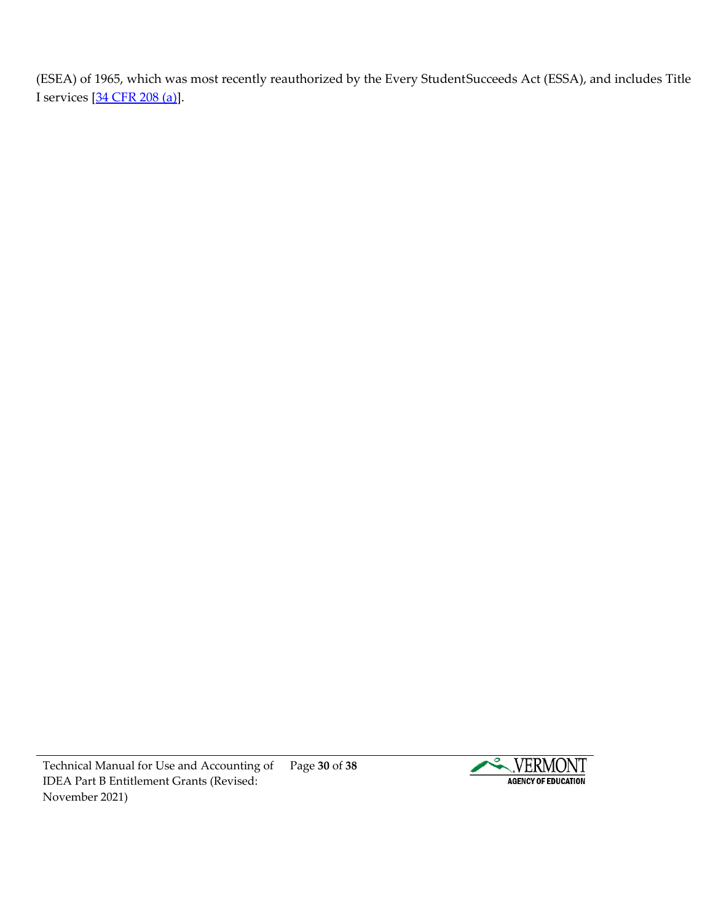(ESEA) of 1965, which was most recently reauthorized by the Every StudentSucceeds Act (ESSA), and includes Title I services [34 CFR 208 (a)].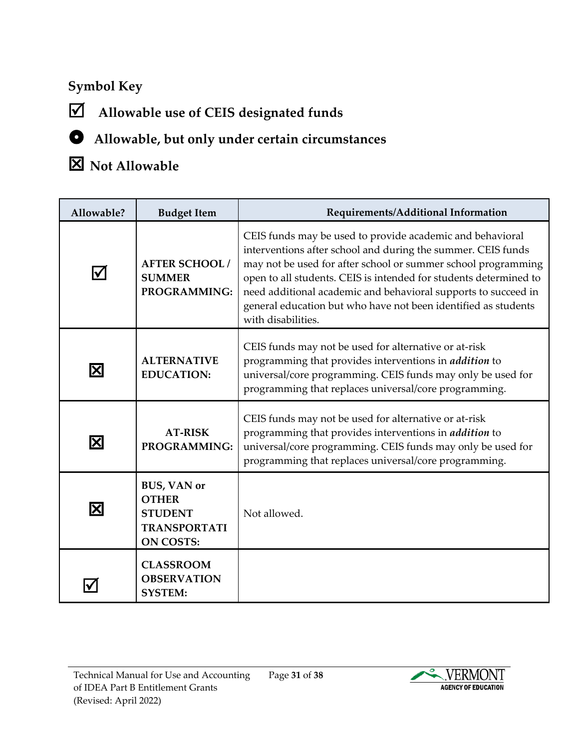**Symbol Key**

☑ **Allowable use of CEIS designated funds**

⦿ **Allowable, but only under certain circumstances**

☒ **Not Allowable**

| Allowable? | Budget Item | Requirements/Additional Information |
|---|---|---|
| ☑ | **AFTER SCHOOL / SUMMER PROGRAMMING:** | CEIS funds may be used to provide academic and behavioral interventions after school and during the summer. CEIS funds may not be used for after school or summer school programming open to all students. CEIS is intended for students determined to need additional academic and behavioral supports to succeed in general education but who have not been identified as students with disabilities. |
| ☒ | **ALTERNATIVE EDUCATION:** | CEIS funds may not be used for alternative or at-risk programming that provides interventions in ***addition*** to universal/core programming. CEIS funds may only be used for programming that replaces universal/core programming. |
| ☒ | **AT-RISK PROGRAMMING:** | CEIS funds may not be used for alternative or at-risk programming that provides interventions in ***addition*** to universal/core programming. CEIS funds may only be used for programming that replaces universal/core programming. |
| ☒ | **BUS, VAN or OTHER STUDENT TRANSPORTATION COSTS:** | Not allowed. |
| ☑ | **CLASSROOM OBSERVATION SYSTEM:** | |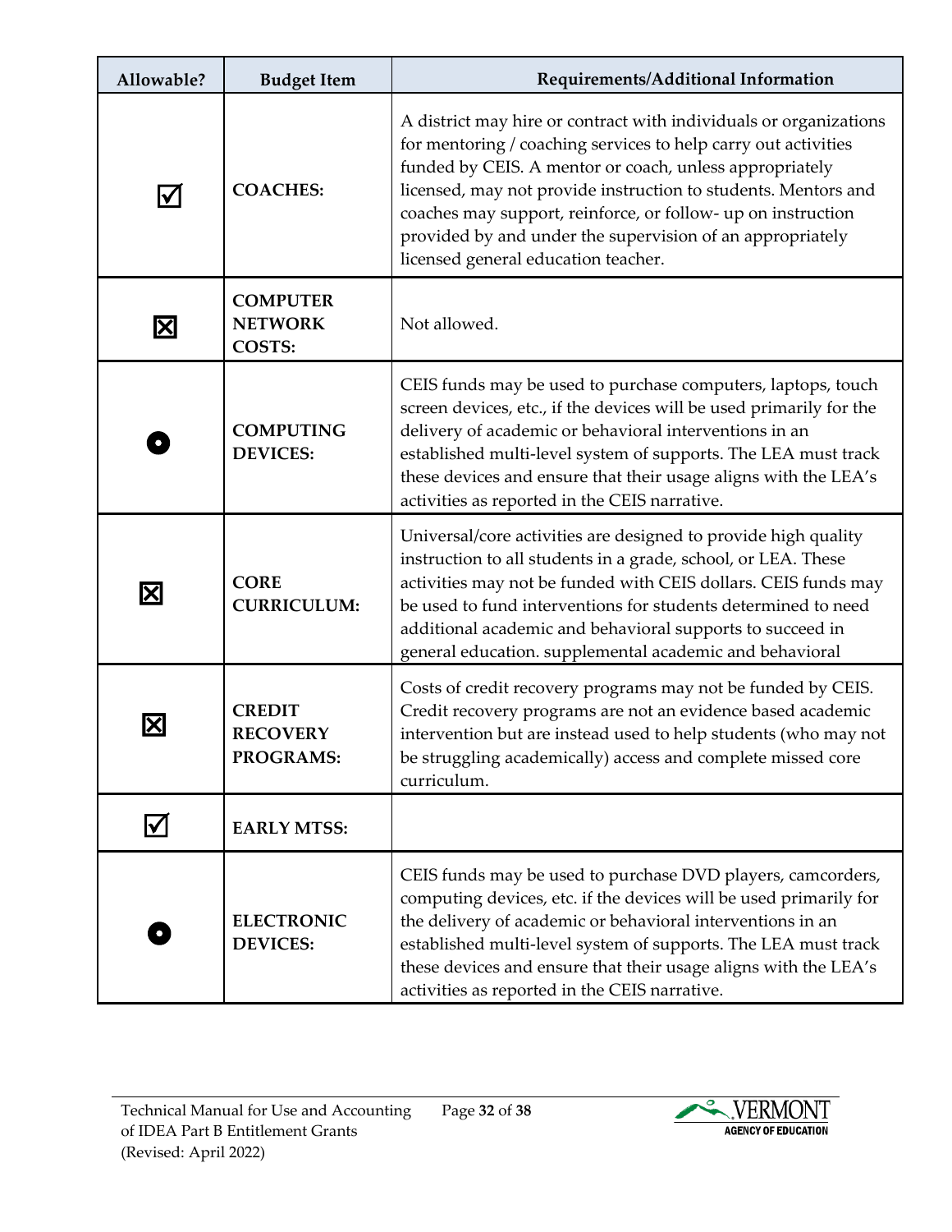| Allowable? | Budget Item | Requirements/Additional Information |
|---|---|---|
| ☑ | **COACHES:** | A district may hire or contract with individuals or organizations for mentoring / coaching services to help carry out activities funded by CEIS. A mentor or coach, unless appropriately licensed, may not provide instruction to students. Mentors and coaches may support, reinforce, or follow- up on instruction provided by and under the supervision of an appropriately licensed general education teacher. |
| ☒ | **COMPUTER NETWORK COSTS:** | Not allowed. |
| ⦿ | **COMPUTING DEVICES:** | CEIS funds may be used to purchase computers, laptops, touch screen devices, etc., if the devices will be used primarily for the delivery of academic or behavioral interventions in an established multi-level system of supports. The LEA must track these devices and ensure that their usage aligns with the LEA's activities as reported in the CEIS narrative. |
| ☒ | **CORE CURRICULUM:** | Universal/core activities are designed to provide high quality instruction to all students in a grade, school, or LEA. These activities may not be funded with CEIS dollars. CEIS funds may be used to fund interventions for students determined to need additional academic and behavioral supports to succeed in general education. supplemental academic and behavioral |
| ☒ | **CREDIT RECOVERY PROGRAMS:** | Costs of credit recovery programs may not be funded by CEIS. Credit recovery programs are not an evidence based academic intervention but are instead used to help students (who may not be struggling academically) access and complete missed core curriculum. |
| ☑ | **EARLY MTSS:** | |
| ⦿ | **ELECTRONIC DEVICES:** | CEIS funds may be used to purchase DVD players, camcorders, computing devices, etc. if the devices will be used primarily for the delivery of academic or behavioral interventions in an established multi-level system of supports. The LEA must track these devices and ensure that their usage aligns with the LEA's activities as reported in the CEIS narrative. |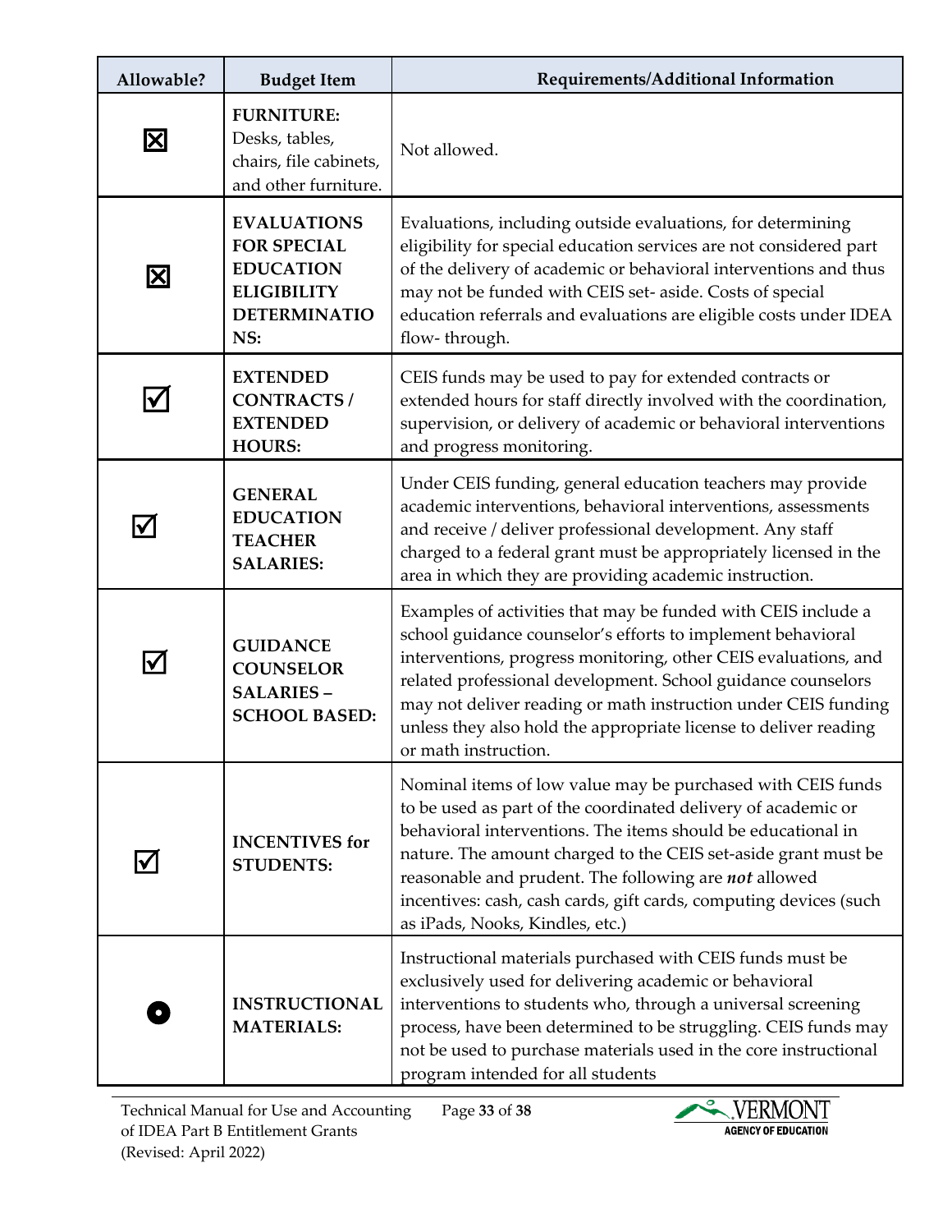| Allowable? | Budget Item | Requirements/Additional Information |
|---|---|---|
| ☒ | **FURNITURE:** Desks, tables, chairs, file cabinets, and other furniture. | Not allowed. |
| ☒ | **EVALUATIONS FOR SPECIAL EDUCATION ELIGIBILITY DETERMINATIONS:** | Evaluations, including outside evaluations, for determining eligibility for special education services are not considered part of the delivery of academic or behavioral interventions and thus may not be funded with CEIS set- aside. Costs of special education referrals and evaluations are eligible costs under IDEA flow- through. |
| ☑ | **EXTENDED CONTRACTS / EXTENDED HOURS:** | CEIS funds may be used to pay for extended contracts or extended hours for staff directly involved with the coordination, supervision, or delivery of academic or behavioral interventions and progress monitoring. |
| ☑ | **GENERAL EDUCATION TEACHER SALARIES:** | Under CEIS funding, general education teachers may provide academic interventions, behavioral interventions, assessments and receive / deliver professional development. Any staff charged to a federal grant must be appropriately licensed in the area in which they are providing academic instruction. |
| ☑ | **GUIDANCE COUNSELOR SALARIES – SCHOOL BASED:** | Examples of activities that may be funded with CEIS include a school guidance counselor's efforts to implement behavioral interventions, progress monitoring, other CEIS evaluations, and related professional development. School guidance counselors may not deliver reading or math instruction under CEIS funding unless they also hold the appropriate license to deliver reading or math instruction. |
| ☑ | **INCENTIVES for STUDENTS:** | Nominal items of low value may be purchased with CEIS funds to be used as part of the coordinated delivery of academic or behavioral interventions. The items should be educational in nature. The amount charged to the CEIS set-aside grant must be reasonable and prudent. The following are ***not*** allowed incentives: cash, cash cards, gift cards, computing devices (such as iPads, Nooks, Kindles, etc.) |
| ⊙ | **INSTRUCTIONAL MATERIALS:** | Instructional materials purchased with CEIS funds must be exclusively used for delivering academic or behavioral interventions to students who, through a universal screening process, have been determined to be struggling. CEIS funds may not be used to purchase materials used in the core instructional program intended for all students |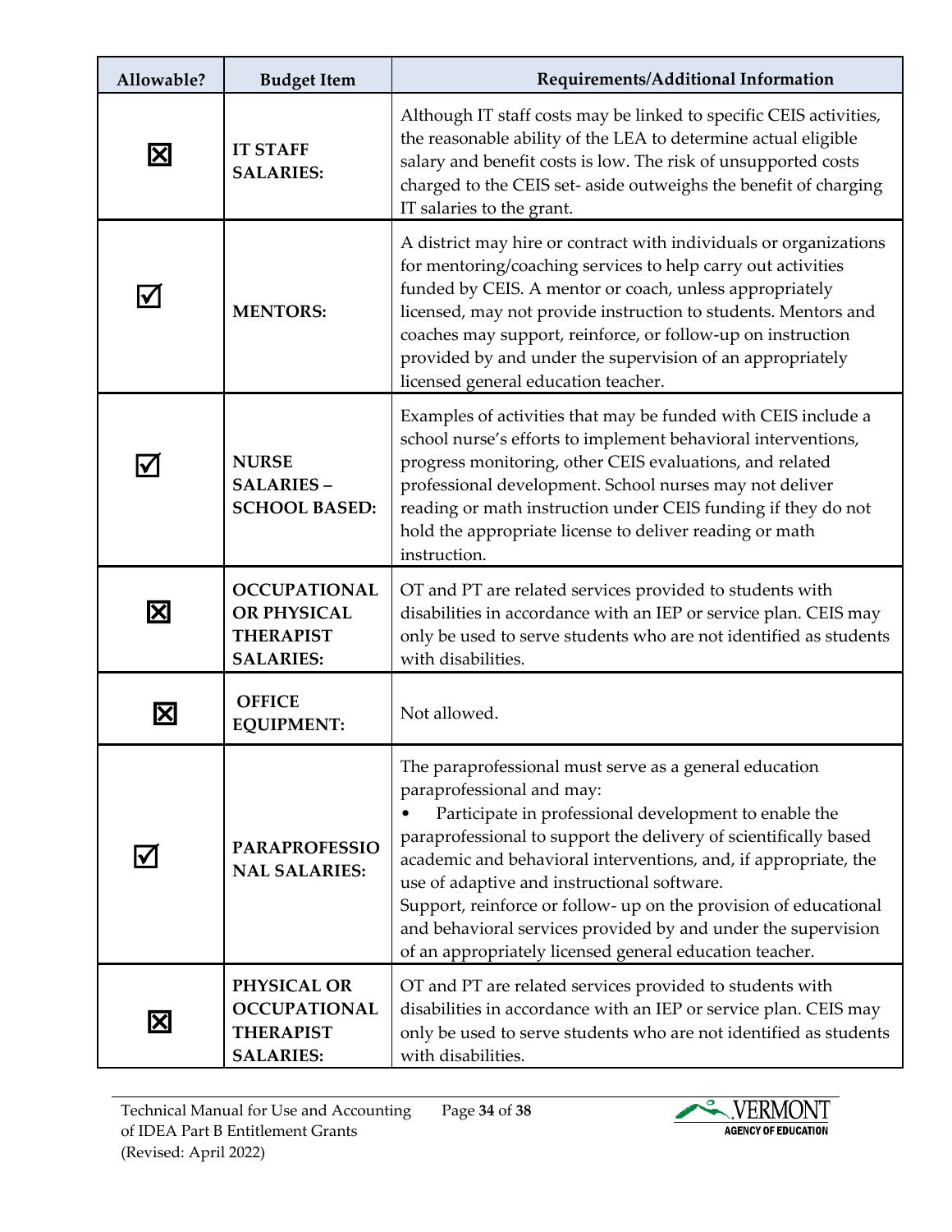| Allowable? | Budget Item | Requirements/Additional Information |
|---|---|---|
| ☒ | **IT STAFF SALARIES:** | Although IT staff costs may be linked to specific CEIS activities, the reasonable ability of the LEA to determine actual eligible salary and benefit costs is low. The risk of unsupported costs charged to the CEIS set- aside outweighs the benefit of charging IT salaries to the grant. |
| ☑ | **MENTORS:** | A district may hire or contract with individuals or organizations for mentoring/coaching services to help carry out activities funded by CEIS. A mentor or coach, unless appropriately licensed, may not provide instruction to students. Mentors and coaches may support, reinforce, or follow-up on instruction provided by and under the supervision of an appropriately licensed general education teacher. |
| ☑ | **NURSE SALARIES – SCHOOL BASED:** | Examples of activities that may be funded with CEIS include a school nurse's efforts to implement behavioral interventions, progress monitoring, other CEIS evaluations, and related professional development. School nurses may not deliver reading or math instruction under CEIS funding if they do not hold the appropriate license to deliver reading or math instruction. |
| ☒ | **OCCUPATIONAL OR PHYSICAL THERAPIST SALARIES:** | OT and PT are related services provided to students with disabilities in accordance with an IEP or service plan. CEIS may only be used to serve students who are not identified as students with disabilities. |
| ☒ | **OFFICE EQUIPMENT:** | Not allowed. |
| ☑ | **PARAPROFESSIONAL SALARIES:** | The paraprofessional must serve as a general education paraprofessional and may:<br>• Participate in professional development to enable the paraprofessional to support the delivery of scientifically based academic and behavioral interventions, and, if appropriate, the use of adaptive and instructional software.<br>Support, reinforce or follow- up on the provision of educational and behavioral services provided by and under the supervision of an appropriately licensed general education teacher. |
| ☒ | **PHYSICAL OR OCCUPATIONAL THERAPIST SALARIES:** | OT and PT are related services provided to students with disabilities in accordance with an IEP or service plan. CEIS may only be used to serve students who are not identified as students with disabilities. |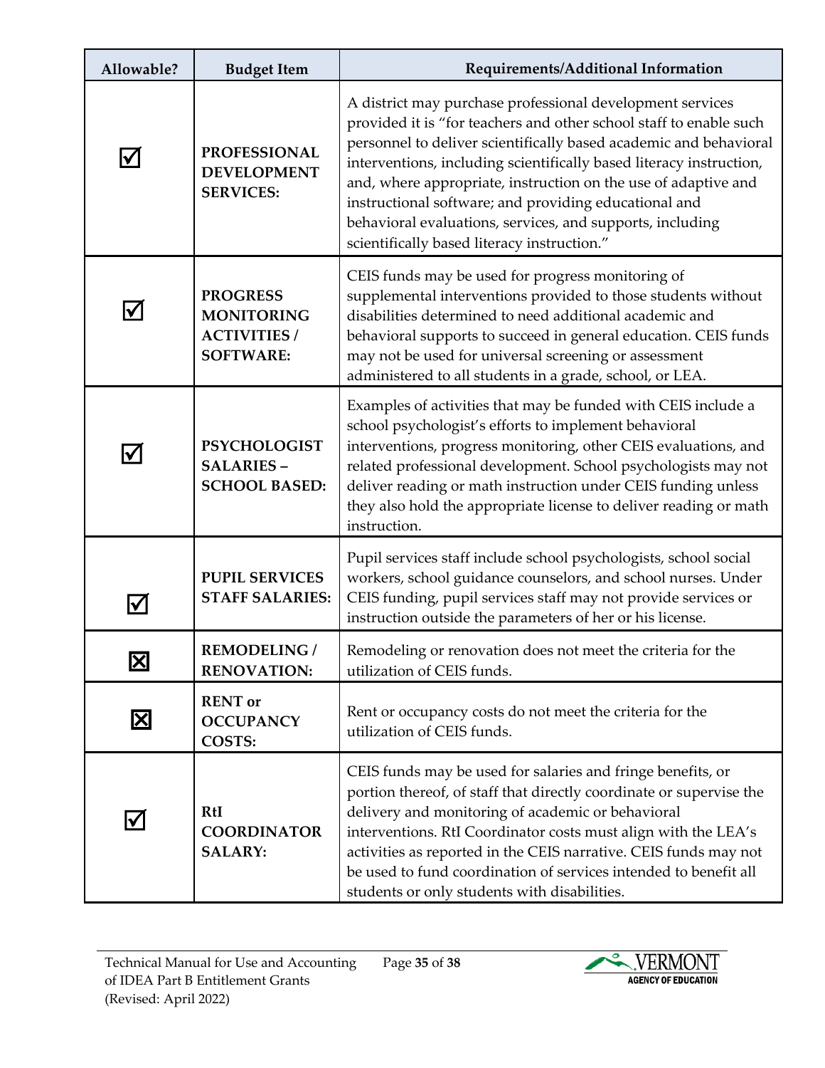| Allowable? | Budget Item | Requirements/Additional Information |
|---|---|---|
| ☑ | **PROFESSIONAL DEVELOPMENT SERVICES:** | A district may purchase professional development services provided it is "for teachers and other school staff to enable such personnel to deliver scientifically based academic and behavioral interventions, including scientifically based literacy instruction, and, where appropriate, instruction on the use of adaptive and instructional software; and providing educational and behavioral evaluations, services, and supports, including scientifically based literacy instruction." |
| ☑ | **PROGRESS MONITORING ACTIVITIES / SOFTWARE:** | CEIS funds may be used for progress monitoring of supplemental interventions provided to those students without disabilities determined to need additional academic and behavioral supports to succeed in general education. CEIS funds may not be used for universal screening or assessment administered to all students in a grade, school, or LEA. |
| ☑ | **PSYCHOLOGIST SALARIES – SCHOOL BASED:** | Examples of activities that may be funded with CEIS include a school psychologist's efforts to implement behavioral interventions, progress monitoring, other CEIS evaluations, and related professional development. School psychologists may not deliver reading or math instruction under CEIS funding unless they also hold the appropriate license to deliver reading or math instruction. |
| ☑ | **PUPIL SERVICES STAFF SALARIES:** | Pupil services staff include school psychologists, school social workers, school guidance counselors, and school nurses. Under CEIS funding, pupil services staff may not provide services or instruction outside the parameters of her or his license. |
| ☒ | **REMODELING / RENOVATION:** | Remodeling or renovation does not meet the criteria for the utilization of CEIS funds. |
| ☒ | **RENT or OCCUPANCY COSTS:** | Rent or occupancy costs do not meet the criteria for the utilization of CEIS funds. |
| ☑ | **RtI COORDINATOR SALARY:** | CEIS funds may be used for salaries and fringe benefits, or portion thereof, of staff that directly coordinate or supervise the delivery and monitoring of academic or behavioral interventions. RtI Coordinator costs must align with the LEA's activities as reported in the CEIS narrative. CEIS funds may not be used to fund coordination of services intended to benefit all students or only students with disabilities. |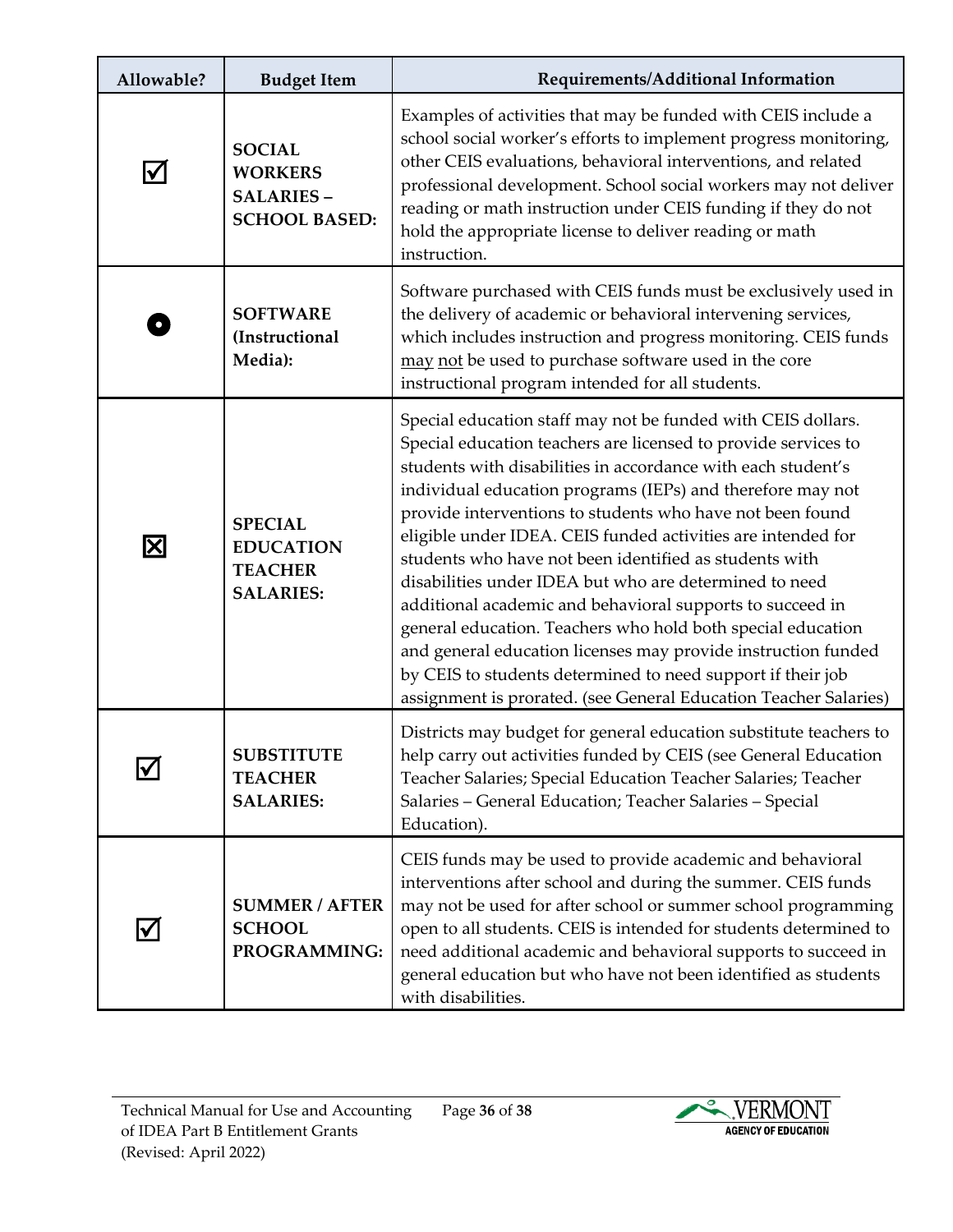| Allowable? | Budget Item | Requirements/Additional Information |
|---|---|---|
| ☑ | **SOCIAL WORKERS SALARIES – SCHOOL BASED:** | Examples of activities that may be funded with CEIS include a school social worker's efforts to implement progress monitoring, other CEIS evaluations, behavioral interventions, and related professional development. School social workers may not deliver reading or math instruction under CEIS funding if they do not hold the appropriate license to deliver reading or math instruction. |
| ⦿ | **SOFTWARE (Instructional Media):** | Software purchased with CEIS funds must be exclusively used in the delivery of academic or behavioral intervening services, which includes instruction and progress monitoring. CEIS funds <u>may</u> <u>not</u> be used to purchase software used in the core instructional program intended for all students. |
| ☒ | **SPECIAL EDUCATION TEACHER SALARIES:** | Special education staff may not be funded with CEIS dollars. Special education teachers are licensed to provide services to students with disabilities in accordance with each student's individual education programs (IEPs) and therefore may not provide interventions to students who have not been found eligible under IDEA. CEIS funded activities are intended for students who have not been identified as students with disabilities under IDEA but who are determined to need additional academic and behavioral supports to succeed in general education. Teachers who hold both special education and general education licenses may provide instruction funded by CEIS to students determined to need support if their job assignment is prorated. (see General Education Teacher Salaries) |
| ☑ | **SUBSTITUTE TEACHER SALARIES:** | Districts may budget for general education substitute teachers to help carry out activities funded by CEIS (see General Education Teacher Salaries; Special Education Teacher Salaries; Teacher Salaries – General Education; Teacher Salaries – Special Education). |
| ☑ | **SUMMER / AFTER SCHOOL PROGRAMMING:** | CEIS funds may be used to provide academic and behavioral interventions after school and during the summer. CEIS funds may not be used for after school or summer school programming open to all students. CEIS is intended for students determined to need additional academic and behavioral supports to succeed in general education but who have not been identified as students with disabilities. |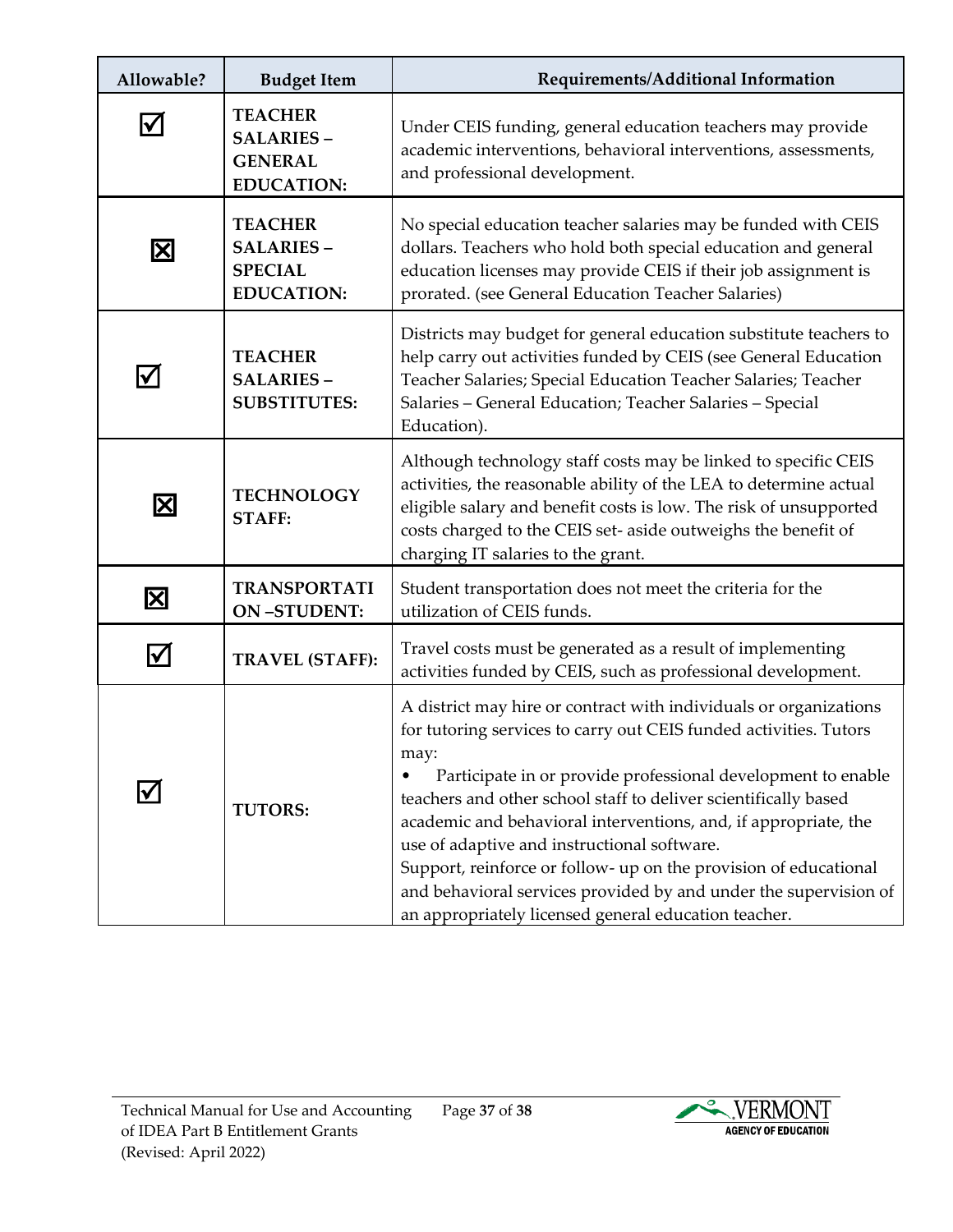| Allowable? | Budget Item | Requirements/Additional Information |
|---|---|---|
| ☑ | **TEACHER SALARIES – GENERAL EDUCATION:** | Under CEIS funding, general education teachers may provide academic interventions, behavioral interventions, assessments, and professional development. |
| ☒ | **TEACHER SALARIES – SPECIAL EDUCATION:** | No special education teacher salaries may be funded with CEIS dollars. Teachers who hold both special education and general education licenses may provide CEIS if their job assignment is prorated. (see General Education Teacher Salaries) |
| ☑ | **TEACHER SALARIES – SUBSTITUTES:** | Districts may budget for general education substitute teachers to help carry out activities funded by CEIS (see General Education Teacher Salaries; Special Education Teacher Salaries; Teacher Salaries – General Education; Teacher Salaries – Special Education). |
| ☒ | **TECHNOLOGY STAFF:** | Although technology staff costs may be linked to specific CEIS activities, the reasonable ability of the LEA to determine actual eligible salary and benefit costs is low. The risk of unsupported costs charged to the CEIS set- aside outweighs the benefit of charging IT salaries to the grant. |
| ☒ | **TRANSPORTATION –STUDENT:** | Student transportation does not meet the criteria for the utilization of CEIS funds. |
| ☑ | **TRAVEL (STAFF):** | Travel costs must be generated as a result of implementing activities funded by CEIS, such as professional development. |
| ☑ | **TUTORS:** | A district may hire or contract with individuals or organizations for tutoring services to carry out CEIS funded activities. Tutors may:<br>• Participate in or provide professional development to enable teachers and other school staff to deliver scientifically based academic and behavioral interventions, and, if appropriate, the use of adaptive and instructional software.<br>Support, reinforce or follow- up on the provision of educational and behavioral services provided by and under the supervision of an appropriately licensed general education teacher. |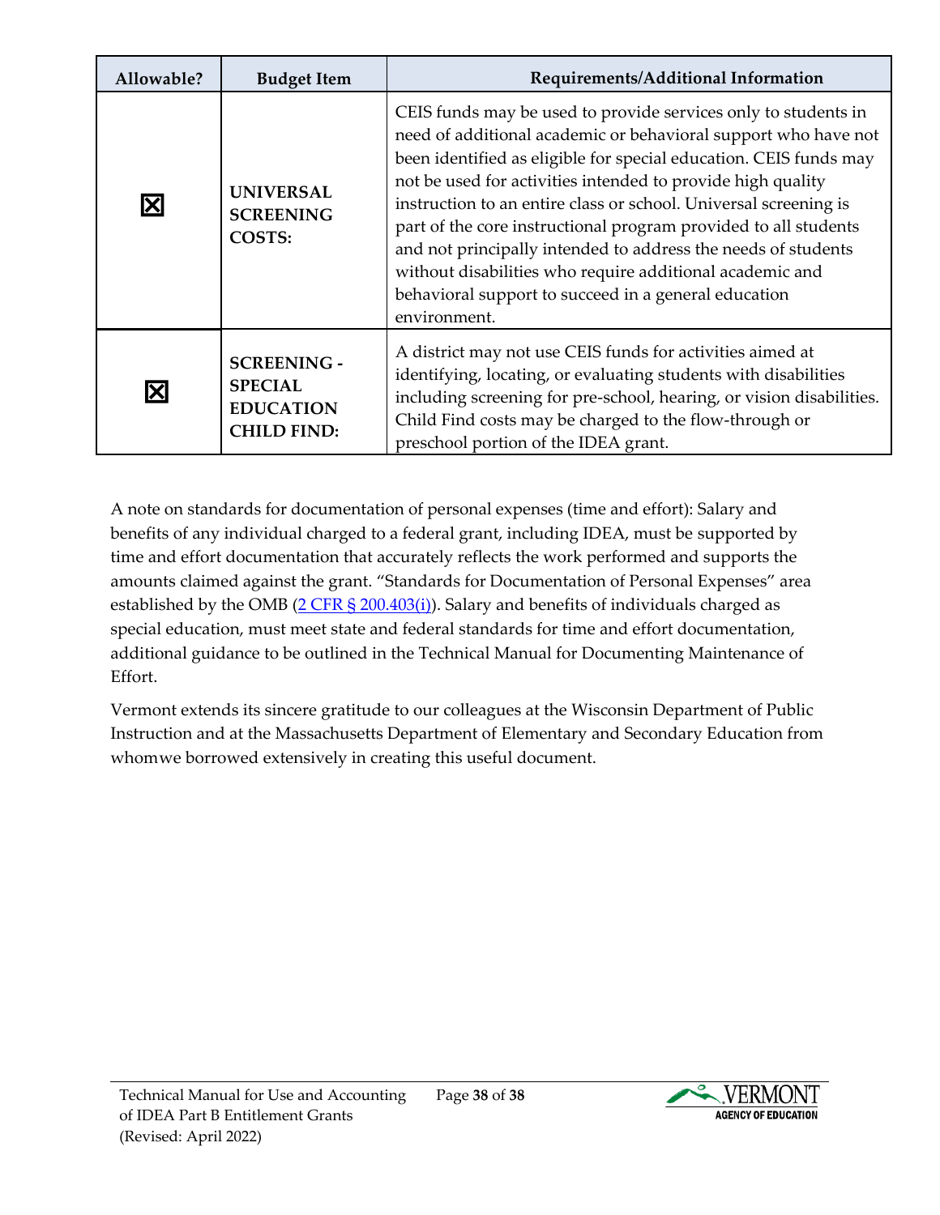| Allowable? | Budget Item | Requirements/Additional Information |
|---|---|---|
| ☒ | **UNIVERSAL SCREENING COSTS:** | CEIS funds may be used to provide services only to students in need of additional academic or behavioral support who have not been identified as eligible for special education. CEIS funds may not be used for activities intended to provide high quality instruction to an entire class or school. Universal screening is part of the core instructional program provided to all students and not principally intended to address the needs of students without disabilities who require additional academic and behavioral support to succeed in a general education environment. |
| ☒ | **SCREENING - SPECIAL EDUCATION CHILD FIND:** | A district may not use CEIS funds for activities aimed at identifying, locating, or evaluating students with disabilities including screening for pre-school, hearing, or vision disabilities. Child Find costs may be charged to the flow-through or preschool portion of the IDEA grant. |

A note on standards for documentation of personal expenses (time and effort): Salary and benefits of any individual charged to a federal grant, including IDEA, must be supported by time and effort documentation that accurately reflects the work performed and supports the amounts claimed against the grant. "Standards for Documentation of Personal Expenses" area established by the OMB ([2 CFR § 200.403(i)]). Salary and benefits of individuals charged as special education, must meet state and federal standards for time and effort documentation, additional guidance to be outlined in the Technical Manual for Documenting Maintenance of Effort.

Vermont extends its sincere gratitude to our colleagues at the Wisconsin Department of Public Instruction and at the Massachusetts Department of Elementary and Secondary Education from whomwe borrowed extensively in creating this useful document.